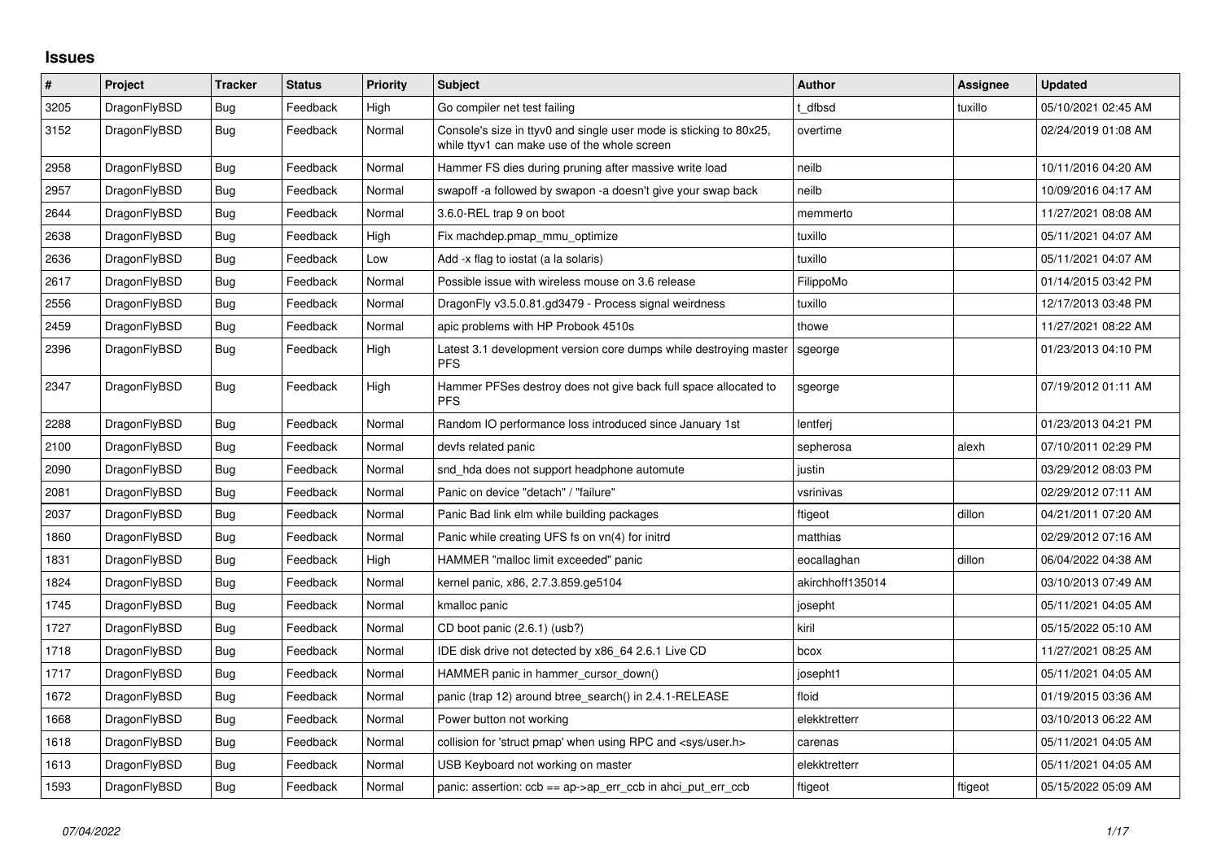# Issues

| # | Project | Tracker | Status | Priority | Subject | Author | Assignee | Updated |
|---|---|---|---|---|---|---|---|---|
| 3205 | DragonFlyBSD | Bug | Feedback | High | Go compiler net test failing | t_dfbsd | tuxillo | 05/10/2021 02:45 AM |
| 3152 | DragonFlyBSD | Bug | Feedback | Normal | Console's size in ttyv0 and single user mode is sticking to 80x25, while ttyv1 can make use of the whole screen | overtime | | 02/24/2019 01:08 AM |
| 2958 | DragonFlyBSD | Bug | Feedback | Normal | Hammer FS dies during pruning after massive write load | neilb | | 10/11/2016 04:20 AM |
| 2957 | DragonFlyBSD | Bug | Feedback | Normal | swapoff -a followed by swapon -a doesn't give your swap back | neilb | | 10/09/2016 04:17 AM |
| 2644 | DragonFlyBSD | Bug | Feedback | Normal | 3.6.0-REL trap 9 on boot | memmerto | | 11/27/2021 08:08 AM |
| 2638 | DragonFlyBSD | Bug | Feedback | High | Fix machdep.pmap_mmu_optimize | tuxillo | | 05/11/2021 04:07 AM |
| 2636 | DragonFlyBSD | Bug | Feedback | Low | Add -x flag to iostat (a la solaris) | tuxillo | | 05/11/2021 04:07 AM |
| 2617 | DragonFlyBSD | Bug | Feedback | Normal | Possible issue with wireless mouse on 3.6 release | FilippoMo | | 01/14/2015 03:42 PM |
| 2556 | DragonFlyBSD | Bug | Feedback | Normal | DragonFly v3.5.0.81.gd3479 - Process signal weirdness | tuxillo | | 12/17/2013 03:48 PM |
| 2459 | DragonFlyBSD | Bug | Feedback | Normal | apic problems with HP Probook 4510s | thowe | | 11/27/2021 08:22 AM |
| 2396 | DragonFlyBSD | Bug | Feedback | High | Latest 3.1 development version core dumps while destroying master PFS | sgeorge | | 01/23/2013 04:10 PM |
| 2347 | DragonFlyBSD | Bug | Feedback | High | Hammer PFSes destroy does not give back full space allocated to PFS | sgeorge | | 07/19/2012 01:11 AM |
| 2288 | DragonFlyBSD | Bug | Feedback | Normal | Random IO performance loss introduced since January 1st | lentferj | | 01/23/2013 04:21 PM |
| 2100 | DragonFlyBSD | Bug | Feedback | Normal | devfs related panic | sepherosa | alexh | 07/10/2011 02:29 PM |
| 2090 | DragonFlyBSD | Bug | Feedback | Normal | snd_hda does not support headphone automute | justin | | 03/29/2012 08:03 PM |
| 2081 | DragonFlyBSD | Bug | Feedback | Normal | Panic on device "detach" / "failure" | vsrinivas | | 02/29/2012 07:11 AM |
| 2037 | DragonFlyBSD | Bug | Feedback | Normal | Panic Bad link elm while building packages | ftigeot | dillon | 04/21/2011 07:20 AM |
| 1860 | DragonFlyBSD | Bug | Feedback | Normal | Panic while creating UFS fs on vn(4) for initrd | matthias | | 02/29/2012 07:16 AM |
| 1831 | DragonFlyBSD | Bug | Feedback | High | HAMMER "malloc limit exceeded" panic | eocallaghan | dillon | 06/04/2022 04:38 AM |
| 1824 | DragonFlyBSD | Bug | Feedback | Normal | kernel panic, x86, 2.7.3.859.ge5104 | akirchhoff135014 | | 03/10/2013 07:49 AM |
| 1745 | DragonFlyBSD | Bug | Feedback | Normal | kmalloc panic | josepht | | 05/11/2021 04:05 AM |
| 1727 | DragonFlyBSD | Bug | Feedback | Normal | CD boot panic (2.6.1) (usb?) | kiril | | 05/15/2022 05:10 AM |
| 1718 | DragonFlyBSD | Bug | Feedback | Normal | IDE disk drive not detected by x86_64 2.6.1 Live CD | bcox | | 11/27/2021 08:25 AM |
| 1717 | DragonFlyBSD | Bug | Feedback | Normal | HAMMER panic in hammer_cursor_down() | josepht1 | | 05/11/2021 04:05 AM |
| 1672 | DragonFlyBSD | Bug | Feedback | Normal | panic (trap 12) around btree_search() in 2.4.1-RELEASE | floid | | 01/19/2015 03:36 AM |
| 1668 | DragonFlyBSD | Bug | Feedback | Normal | Power button not working | elekktretterr | | 03/10/2013 06:22 AM |
| 1618 | DragonFlyBSD | Bug | Feedback | Normal | collision for 'struct pmap' when using RPC and <sys/user.h> | carenas | | 05/11/2021 04:05 AM |
| 1613 | DragonFlyBSD | Bug | Feedback | Normal | USB Keyboard not working on master | elekktretterr | | 05/11/2021 04:05 AM |
| 1593 | DragonFlyBSD | Bug | Feedback | Normal | panic: assertion: ccb == ap->ap_err_ccb in ahci_put_err_ccb | ftigeot | ftigeot | 05/15/2022 05:09 AM |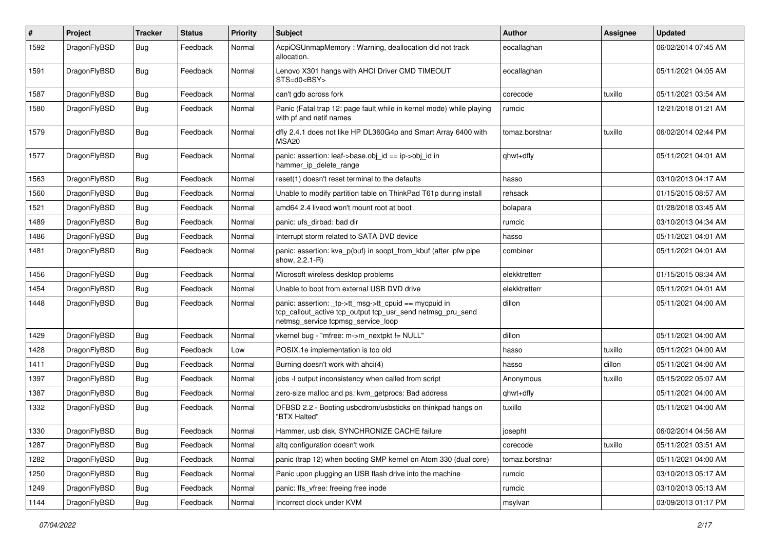| # | Project | Tracker | Status | Priority | Subject | Author | Assignee | Updated |
|---|---|---|---|---|---|---|---|---|
| 1592 | DragonFlyBSD | Bug | Feedback | Normal | AcpiOSUnmapMemory : Warning, deallocation did not track allocation. | eocallaghan | | 06/02/2014 07:45 AM |
| 1591 | DragonFlyBSD | Bug | Feedback | Normal | Lenovo X301 hangs with AHCI Driver CMD TIMEOUT STS=d0<BSY> | eocallaghan | | 05/11/2021 04:05 AM |
| 1587 | DragonFlyBSD | Bug | Feedback | Normal | can't gdb across fork | corecode | tuxillo | 05/11/2021 03:54 AM |
| 1580 | DragonFlyBSD | Bug | Feedback | Normal | Panic (Fatal trap 12: page fault while in kernel mode) while playing with pf and netif names | rumcic | | 12/21/2018 01:21 AM |
| 1579 | DragonFlyBSD | Bug | Feedback | Normal | dfly 2.4.1 does not like HP DL360G4p and Smart Array 6400 with MSA20 | tomaz.borstnar | tuxillo | 06/02/2014 02:44 PM |
| 1577 | DragonFlyBSD | Bug | Feedback | Normal | panic: assertion: leaf->base.obj_id == ip->obj_id in hammer_ip_delete_range | qhwt+dfly | | 05/11/2021 04:01 AM |
| 1563 | DragonFlyBSD | Bug | Feedback | Normal | reset(1) doesn't reset terminal to the defaults | hasso | | 03/10/2013 04:17 AM |
| 1560 | DragonFlyBSD | Bug | Feedback | Normal | Unable to modify partition table on ThinkPad T61p during install | rehsack | | 01/15/2015 08:57 AM |
| 1521 | DragonFlyBSD | Bug | Feedback | Normal | amd64 2.4 livecd won't mount root at boot | bolapara | | 01/28/2018 03:45 AM |
| 1489 | DragonFlyBSD | Bug | Feedback | Normal | panic: ufs_dirbad: bad dir | rumcic | | 03/10/2013 04:34 AM |
| 1486 | DragonFlyBSD | Bug | Feedback | Normal | Interrupt storm related to SATA DVD device | hasso | | 05/11/2021 04:01 AM |
| 1481 | DragonFlyBSD | Bug | Feedback | Normal | panic: assertion: kva_p(buf) in soopt_from_kbuf (after ipfw pipe show, 2.2.1-R) | combiner | | 05/11/2021 04:01 AM |
| 1456 | DragonFlyBSD | Bug | Feedback | Normal | Microsoft wireless desktop problems | elekktretterr | | 01/15/2015 08:34 AM |
| 1454 | DragonFlyBSD | Bug | Feedback | Normal | Unable to boot from external USB DVD drive | elekktretterr | | 05/11/2021 04:01 AM |
| 1448 | DragonFlyBSD | Bug | Feedback | Normal | panic: assertion: _tp->tt_msg->tt_cpuid == mycpuid in tcp_callout_active tcp_output tcp_usr_send netmsg_pru_send netmsg_service tcpmsg_service_loop | dillon | | 05/11/2021 04:00 AM |
| 1429 | DragonFlyBSD | Bug | Feedback | Normal | vkernel bug - "mfree: m->m_nextpkt != NULL" | dillon | | 05/11/2021 04:00 AM |
| 1428 | DragonFlyBSD | Bug | Feedback | Low | POSIX.1e implementation is too old | hasso | tuxillo | 05/11/2021 04:00 AM |
| 1411 | DragonFlyBSD | Bug | Feedback | Normal | Burning doesn't work with ahci(4) | hasso | dillon | 05/11/2021 04:00 AM |
| 1397 | DragonFlyBSD | Bug | Feedback | Normal | jobs -l output inconsistency when called from script | Anonymous | tuxillo | 05/15/2022 05:07 AM |
| 1387 | DragonFlyBSD | Bug | Feedback | Normal | zero-size malloc and ps: kvm_getprocs: Bad address | qhwt+dfly | | 05/11/2021 04:00 AM |
| 1332 | DragonFlyBSD | Bug | Feedback | Normal | DFBSD 2.2 - Booting usbcdrom/usbsticks on thinkpad hangs on "BTX Halted" | tuxillo | | 05/11/2021 04:00 AM |
| 1330 | DragonFlyBSD | Bug | Feedback | Normal | Hammer, usb disk, SYNCHRONIZE CACHE failure | josepht | | 06/02/2014 04:56 AM |
| 1287 | DragonFlyBSD | Bug | Feedback | Normal | altq configuration doesn't work | corecode | tuxillo | 05/11/2021 03:51 AM |
| 1282 | DragonFlyBSD | Bug | Feedback | Normal | panic (trap 12) when booting SMP kernel on Atom 330 (dual core) | tomaz.borstnar | | 05/11/2021 04:00 AM |
| 1250 | DragonFlyBSD | Bug | Feedback | Normal | Panic upon plugging an USB flash drive into the machine | rumcic | | 03/10/2013 05:17 AM |
| 1249 | DragonFlyBSD | Bug | Feedback | Normal | panic: ffs_vfree: freeing free inode | rumcic | | 03/10/2013 05:13 AM |
| 1144 | DragonFlyBSD | Bug | Feedback | Normal | Incorrect clock under KVM | msylvan | | 03/09/2013 01:17 PM |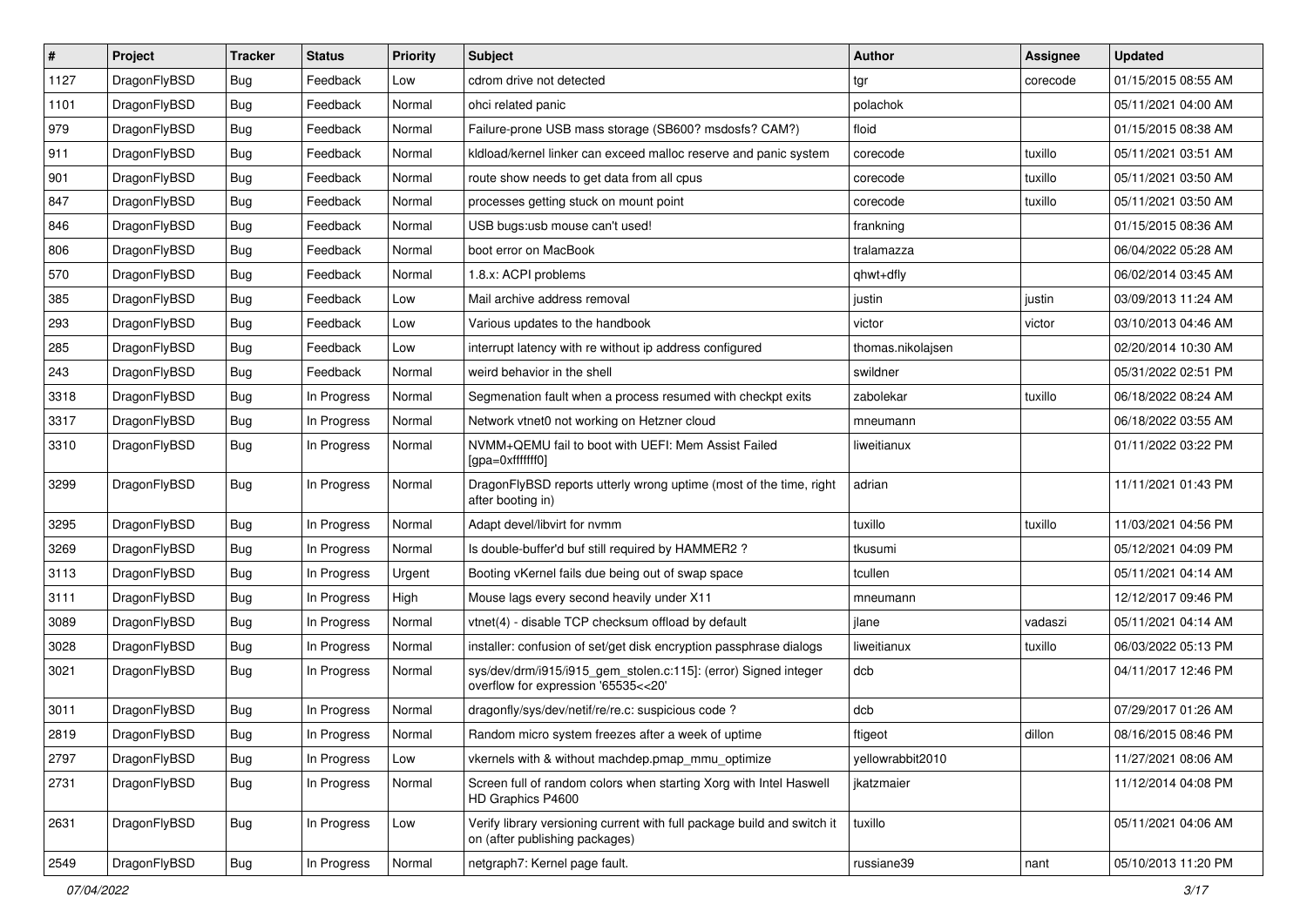| # | Project | Tracker | Status | Priority | Subject | Author | Assignee | Updated |
|---|---|---|---|---|---|---|---|---|
| 1127 | DragonFlyBSD | Bug | Feedback | Low | cdrom drive not detected | tgr | corecode | 01/15/2015 08:55 AM |
| 1101 | DragonFlyBSD | Bug | Feedback | Normal | ohci related panic | polachok | | 05/11/2021 04:00 AM |
| 979 | DragonFlyBSD | Bug | Feedback | Normal | Failure-prone USB mass storage (SB600? msdosfs? CAM?) | floid | | 01/15/2015 08:38 AM |
| 911 | DragonFlyBSD | Bug | Feedback | Normal | kldload/kernel linker can exceed malloc reserve and panic system | corecode | tuxillo | 05/11/2021 03:51 AM |
| 901 | DragonFlyBSD | Bug | Feedback | Normal | route show needs to get data from all cpus | corecode | tuxillo | 05/11/2021 03:50 AM |
| 847 | DragonFlyBSD | Bug | Feedback | Normal | processes getting stuck on mount point | corecode | tuxillo | 05/11/2021 03:50 AM |
| 846 | DragonFlyBSD | Bug | Feedback | Normal | USB bugs:usb mouse can't used! | frankning | | 01/15/2015 08:36 AM |
| 806 | DragonFlyBSD | Bug | Feedback | Normal | boot error on MacBook | tralamazza | | 06/04/2022 05:28 AM |
| 570 | DragonFlyBSD | Bug | Feedback | Normal | 1.8.x: ACPI problems | qhwt+dfly | | 06/02/2014 03:45 AM |
| 385 | DragonFlyBSD | Bug | Feedback | Low | Mail archive address removal | justin | justin | 03/09/2013 11:24 AM |
| 293 | DragonFlyBSD | Bug | Feedback | Low | Various updates to the handbook | victor | victor | 03/10/2013 04:46 AM |
| 285 | DragonFlyBSD | Bug | Feedback | Low | interrupt latency with re without ip address configured | thomas.nikolajsen | | 02/20/2014 10:30 AM |
| 243 | DragonFlyBSD | Bug | Feedback | Normal | weird behavior in the shell | swildner | | 05/31/2022 02:51 PM |
| 3318 | DragonFlyBSD | Bug | In Progress | Normal | Segmenation fault when a process resumed with checkpt exits | zabolekar | tuxillo | 06/18/2022 08:24 AM |
| 3317 | DragonFlyBSD | Bug | In Progress | Normal | Network vtnet0 not working on Hetzner cloud | mneumann | | 06/18/2022 03:55 AM |
| 3310 | DragonFlyBSD | Bug | In Progress | Normal | NVMM+QEMU fail to boot with UEFI: Mem Assist Failed [gpa=0xfffffff0] | liweitianux | | 01/11/2022 03:22 PM |
| 3299 | DragonFlyBSD | Bug | In Progress | Normal | DragonFlyBSD reports utterly wrong uptime (most of the time, right after booting in) | adrian | | 11/11/2021 01:43 PM |
| 3295 | DragonFlyBSD | Bug | In Progress | Normal | Adapt devel/libvirt for nvmm | tuxillo | tuxillo | 11/03/2021 04:56 PM |
| 3269 | DragonFlyBSD | Bug | In Progress | Normal | Is double-buffer'd buf still required by HAMMER2 ? | tkusumi | | 05/12/2021 04:09 PM |
| 3113 | DragonFlyBSD | Bug | In Progress | Urgent | Booting vKernel fails due being out of swap space | tcullen | | 05/11/2021 04:14 AM |
| 3111 | DragonFlyBSD | Bug | In Progress | High | Mouse lags every second heavily under X11 | mneumann | | 12/12/2017 09:46 PM |
| 3089 | DragonFlyBSD | Bug | In Progress | Normal | vtnet(4) - disable TCP checksum offload by default | jlane | vadaszi | 05/11/2021 04:14 AM |
| 3028 | DragonFlyBSD | Bug | In Progress | Normal | installer: confusion of set/get disk encryption passphrase dialogs | liweitianux | tuxillo | 06/03/2022 05:13 PM |
| 3021 | DragonFlyBSD | Bug | In Progress | Normal | sys/dev/drm/i915/i915_gem_stolen.c:115]: (error) Signed integer overflow for expression '65535<<20' | dcb | | 04/11/2017 12:46 PM |
| 3011 | DragonFlyBSD | Bug | In Progress | Normal | dragonfly/sys/dev/netif/re/re.c: suspicious code ? | dcb | | 07/29/2017 01:26 AM |
| 2819 | DragonFlyBSD | Bug | In Progress | Normal | Random micro system freezes after a week of uptime | ftigeot | dillon | 08/16/2015 08:46 PM |
| 2797 | DragonFlyBSD | Bug | In Progress | Low | vkernels with & without machdep.pmap_mmu_optimize | yellowrabbit2010 | | 11/27/2021 08:06 AM |
| 2731 | DragonFlyBSD | Bug | In Progress | Normal | Screen full of random colors when starting Xorg with Intel Haswell HD Graphics P4600 | jkatzmaier | | 11/12/2014 04:08 PM |
| 2631 | DragonFlyBSD | Bug | In Progress | Low | Verify library versioning current with full package build and switch it on (after publishing packages) | tuxillo | | 05/11/2021 04:06 AM |
| 2549 | DragonFlyBSD | Bug | In Progress | Normal | netgraph7: Kernel page fault. | russiane39 | nant | 05/10/2013 11:20 PM |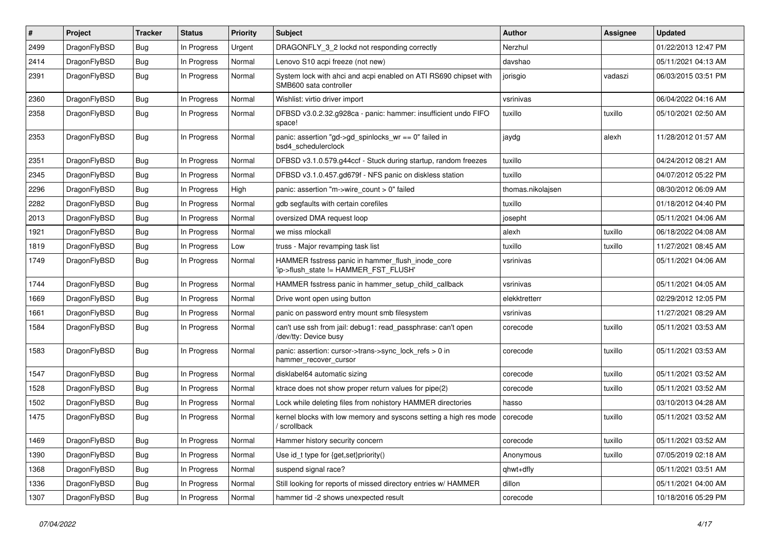| # | Project | Tracker | Status | Priority | Subject | Author | Assignee | Updated |
|---|---|---|---|---|---|---|---|---|
| 2499 | DragonFlyBSD | Bug | In Progress | Urgent | DRAGONFLY_3_2 lockd not responding correctly | Nerzhul | | 01/22/2013 12:47 PM |
| 2414 | DragonFlyBSD | Bug | In Progress | Normal | Lenovo S10 acpi freeze (not new) | davshao | | 05/11/2021 04:13 AM |
| 2391 | DragonFlyBSD | Bug | In Progress | Normal | System lock with ahci and acpi enabled on ATI RS690 chipset with SMB600 sata controller | jorisgio | vadaszi | 06/03/2015 03:51 PM |
| 2360 | DragonFlyBSD | Bug | In Progress | Normal | Wishlist: virtio driver import | vsrinivas | | 06/04/2022 04:16 AM |
| 2358 | DragonFlyBSD | Bug | In Progress | Normal | DFBSD v3.0.2.32.g928ca - panic: hammer: insufficient undo FIFO space! | tuxillo | tuxillo | 05/10/2021 02:50 AM |
| 2353 | DragonFlyBSD | Bug | In Progress | Normal | panic: assertion "gd->gd_spinlocks_wr == 0" failed in bsd4_schedulerclock | jaydg | alexh | 11/28/2012 01:57 AM |
| 2351 | DragonFlyBSD | Bug | In Progress | Normal | DFBSD v3.1.0.579.g44ccf - Stuck during startup, random freezes | tuxillo | | 04/24/2012 08:21 AM |
| 2345 | DragonFlyBSD | Bug | In Progress | Normal | DFBSD v3.1.0.457.gd679f - NFS panic on diskless station | tuxillo | | 04/07/2012 05:22 PM |
| 2296 | DragonFlyBSD | Bug | In Progress | High | panic: assertion "m->wire_count > 0" failed | thomas.nikolajsen | | 08/30/2012 06:09 AM |
| 2282 | DragonFlyBSD | Bug | In Progress | Normal | gdb segfaults with certain corefiles | tuxillo | | 01/18/2012 04:40 PM |
| 2013 | DragonFlyBSD | Bug | In Progress | Normal | oversized DMA request loop | josepht | | 05/11/2021 04:06 AM |
| 1921 | DragonFlyBSD | Bug | In Progress | Normal | we miss mlockall | alexh | tuxillo | 06/18/2022 04:08 AM |
| 1819 | DragonFlyBSD | Bug | In Progress | Low | truss - Major revamping task list | tuxillo | tuxillo | 11/27/2021 08:45 AM |
| 1749 | DragonFlyBSD | Bug | In Progress | Normal | HAMMER fsstress panic in hammer_flush_inode_core 'ip->flush_state != HAMMER_FST_FLUSH' | vsrinivas | | 05/11/2021 04:06 AM |
| 1744 | DragonFlyBSD | Bug | In Progress | Normal | HAMMER fsstress panic in hammer_setup_child_callback | vsrinivas | | 05/11/2021 04:05 AM |
| 1669 | DragonFlyBSD | Bug | In Progress | Normal | Drive wont open using button | elekktretterr | | 02/29/2012 12:05 PM |
| 1661 | DragonFlyBSD | Bug | In Progress | Normal | panic on password entry mount smb filesystem | vsrinivas | | 11/27/2021 08:29 AM |
| 1584 | DragonFlyBSD | Bug | In Progress | Normal | can't use ssh from jail: debug1: read_passphrase: can't open /dev/tty: Device busy | corecode | tuxillo | 05/11/2021 03:53 AM |
| 1583 | DragonFlyBSD | Bug | In Progress | Normal | panic: assertion: cursor->trans->sync_lock_refs > 0 in hammer_recover_cursor | corecode | tuxillo | 05/11/2021 03:53 AM |
| 1547 | DragonFlyBSD | Bug | In Progress | Normal | disklabel64 automatic sizing | corecode | tuxillo | 05/11/2021 03:52 AM |
| 1528 | DragonFlyBSD | Bug | In Progress | Normal | ktrace does not show proper return values for pipe(2) | corecode | tuxillo | 05/11/2021 03:52 AM |
| 1502 | DragonFlyBSD | Bug | In Progress | Normal | Lock while deleting files from nohistory HAMMER directories | hasso | | 03/10/2013 04:28 AM |
| 1475 | DragonFlyBSD | Bug | In Progress | Normal | kernel blocks with low memory and syscons setting a high res mode / scrollback | corecode | tuxillo | 05/11/2021 03:52 AM |
| 1469 | DragonFlyBSD | Bug | In Progress | Normal | Hammer history security concern | corecode | tuxillo | 05/11/2021 03:52 AM |
| 1390 | DragonFlyBSD | Bug | In Progress | Normal | Use id_t type for {get,set}priority() | Anonymous | tuxillo | 07/05/2019 02:18 AM |
| 1368 | DragonFlyBSD | Bug | In Progress | Normal | suspend signal race? | qhwt+dfly | | 05/11/2021 03:51 AM |
| 1336 | DragonFlyBSD | Bug | In Progress | Normal | Still looking for reports of missed directory entries w/ HAMMER | dillon | | 05/11/2021 04:00 AM |
| 1307 | DragonFlyBSD | Bug | In Progress | Normal | hammer tid -2 shows unexpected result | corecode | | 10/18/2016 05:29 PM |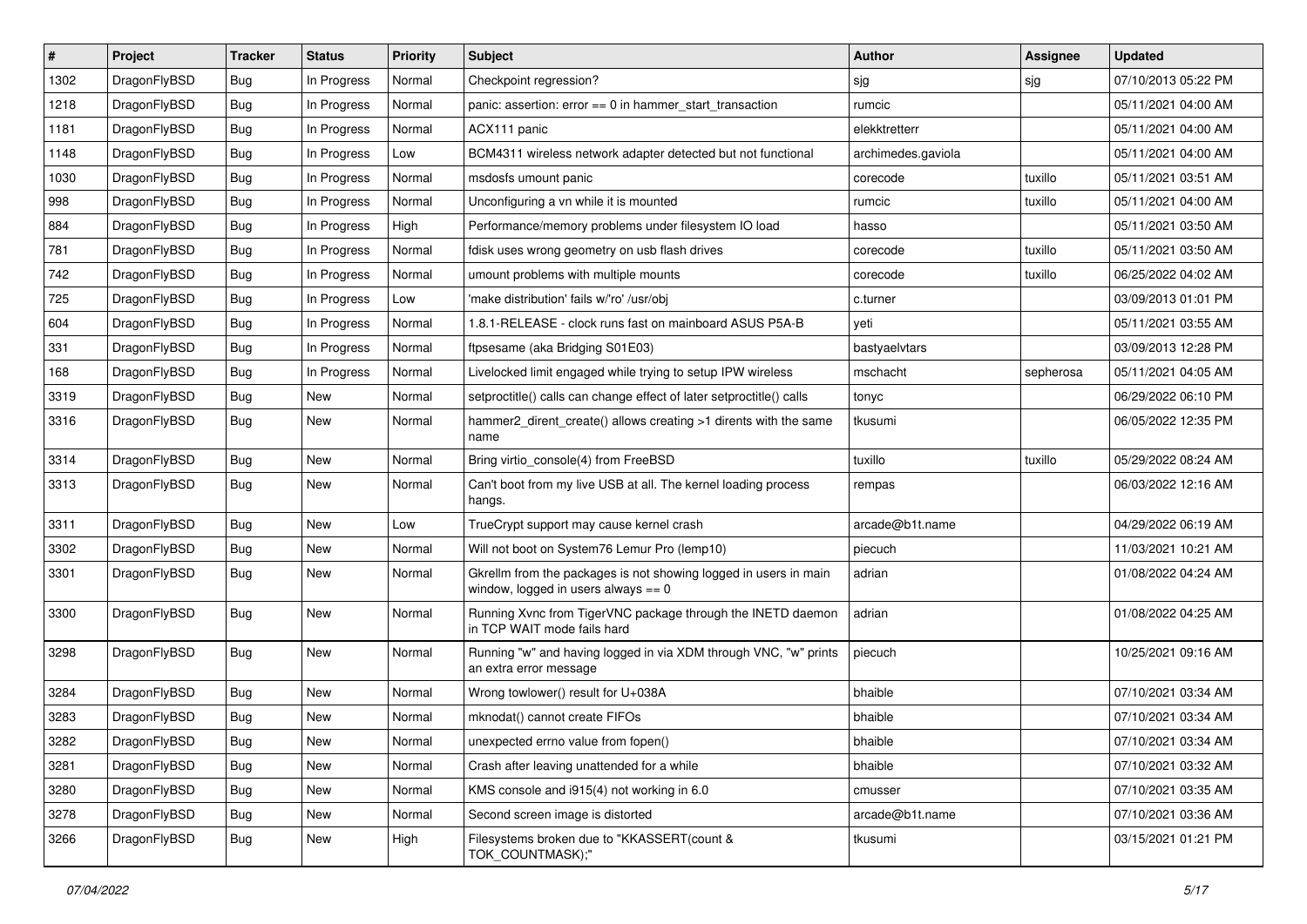| # | Project | Tracker | Status | Priority | Subject | Author | Assignee | Updated |
| --- | --- | --- | --- | --- | --- | --- | --- | --- |
| 1302 | DragonFlyBSD | Bug | In Progress | Normal | Checkpoint regression? | sjg | sjg | 07/10/2013 05:22 PM |
| 1218 | DragonFlyBSD | Bug | In Progress | Normal | panic: assertion: error == 0 in hammer_start_transaction | rumcic | | 05/11/2021 04:00 AM |
| 1181 | DragonFlyBSD | Bug | In Progress | Normal | ACX111 panic | elekktretterr | | 05/11/2021 04:00 AM |
| 1148 | DragonFlyBSD | Bug | In Progress | Low | BCM4311 wireless network adapter detected but not functional | archimedes.gaviola | | 05/11/2021 04:00 AM |
| 1030 | DragonFlyBSD | Bug | In Progress | Normal | msdosfs umount panic | corecode | tuxillo | 05/11/2021 03:51 AM |
| 998 | DragonFlyBSD | Bug | In Progress | Normal | Unconfiguring a vn while it is mounted | rumcic | tuxillo | 05/11/2021 04:00 AM |
| 884 | DragonFlyBSD | Bug | In Progress | High | Performance/memory problems under filesystem IO load | hasso | | 05/11/2021 03:50 AM |
| 781 | DragonFlyBSD | Bug | In Progress | Normal | fdisk uses wrong geometry on usb flash drives | corecode | tuxillo | 05/11/2021 03:50 AM |
| 742 | DragonFlyBSD | Bug | In Progress | Normal | umount problems with multiple mounts | corecode | tuxillo | 06/25/2022 04:02 AM |
| 725 | DragonFlyBSD | Bug | In Progress | Low | 'make distribution' fails w/'ro' /usr/obj | c.turner | | 03/09/2013 01:01 PM |
| 604 | DragonFlyBSD | Bug | In Progress | Normal | 1.8.1-RELEASE - clock runs fast on mainboard ASUS P5A-B | yeti | | 05/11/2021 03:55 AM |
| 331 | DragonFlyBSD | Bug | In Progress | Normal | ftpsesame (aka Bridging S01E03) | bastyaelvtars | | 03/09/2013 12:28 PM |
| 168 | DragonFlyBSD | Bug | In Progress | Normal | Livelocked limit engaged while trying to setup IPW wireless | mschacht | sepherosa | 05/11/2021 04:05 AM |
| 3319 | DragonFlyBSD | Bug | New | Normal | setproctitle() calls can change effect of later setproctitle() calls | tonyc | | 06/29/2022 06:10 PM |
| 3316 | DragonFlyBSD | Bug | New | Normal | hammer2_dirent_create() allows creating >1 dirents with the same name | tkusumi | | 06/05/2022 12:35 PM |
| 3314 | DragonFlyBSD | Bug | New | Normal | Bring virtio_console(4) from FreeBSD | tuxillo | tuxillo | 05/29/2022 08:24 AM |
| 3313 | DragonFlyBSD | Bug | New | Normal | Can't boot from my live USB at all. The kernel loading process hangs. | rempas | | 06/03/2022 12:16 AM |
| 3311 | DragonFlyBSD | Bug | New | Low | TrueCrypt support may cause kernel crash | arcade@b1t.name | | 04/29/2022 06:19 AM |
| 3302 | DragonFlyBSD | Bug | New | Normal | Will not boot on System76 Lemur Pro (lemp10) | piecuch | | 11/03/2021 10:21 AM |
| 3301 | DragonFlyBSD | Bug | New | Normal | Gkrellm from the packages is not showing logged in users in main window, logged in users always == 0 | adrian | | 01/08/2022 04:24 AM |
| 3300 | DragonFlyBSD | Bug | New | Normal | Running Xvnc from TigerVNC package through the INETD daemon in TCP WAIT mode fails hard | adrian | | 01/08/2022 04:25 AM |
| 3298 | DragonFlyBSD | Bug | New | Normal | Running "w" and having logged in via XDM through VNC, "w" prints an extra error message | piecuch | | 10/25/2021 09:16 AM |
| 3284 | DragonFlyBSD | Bug | New | Normal | Wrong towlower() result for U+038A | bhaible | | 07/10/2021 03:34 AM |
| 3283 | DragonFlyBSD | Bug | New | Normal | mknodat() cannot create FIFOs | bhaible | | 07/10/2021 03:34 AM |
| 3282 | DragonFlyBSD | Bug | New | Normal | unexpected errno value from fopen() | bhaible | | 07/10/2021 03:34 AM |
| 3281 | DragonFlyBSD | Bug | New | Normal | Crash after leaving unattended for a while | bhaible | | 07/10/2021 03:32 AM |
| 3280 | DragonFlyBSD | Bug | New | Normal | KMS console and i915(4) not working in 6.0 | cmusser | | 07/10/2021 03:35 AM |
| 3278 | DragonFlyBSD | Bug | New | Normal | Second screen image is distorted | arcade@b1t.name | | 07/10/2021 03:36 AM |
| 3266 | DragonFlyBSD | Bug | New | High | Filesystems broken due to "KKASSERT(count & TOK_COUNTMASK);" | tkusumi | | 03/15/2021 01:21 PM |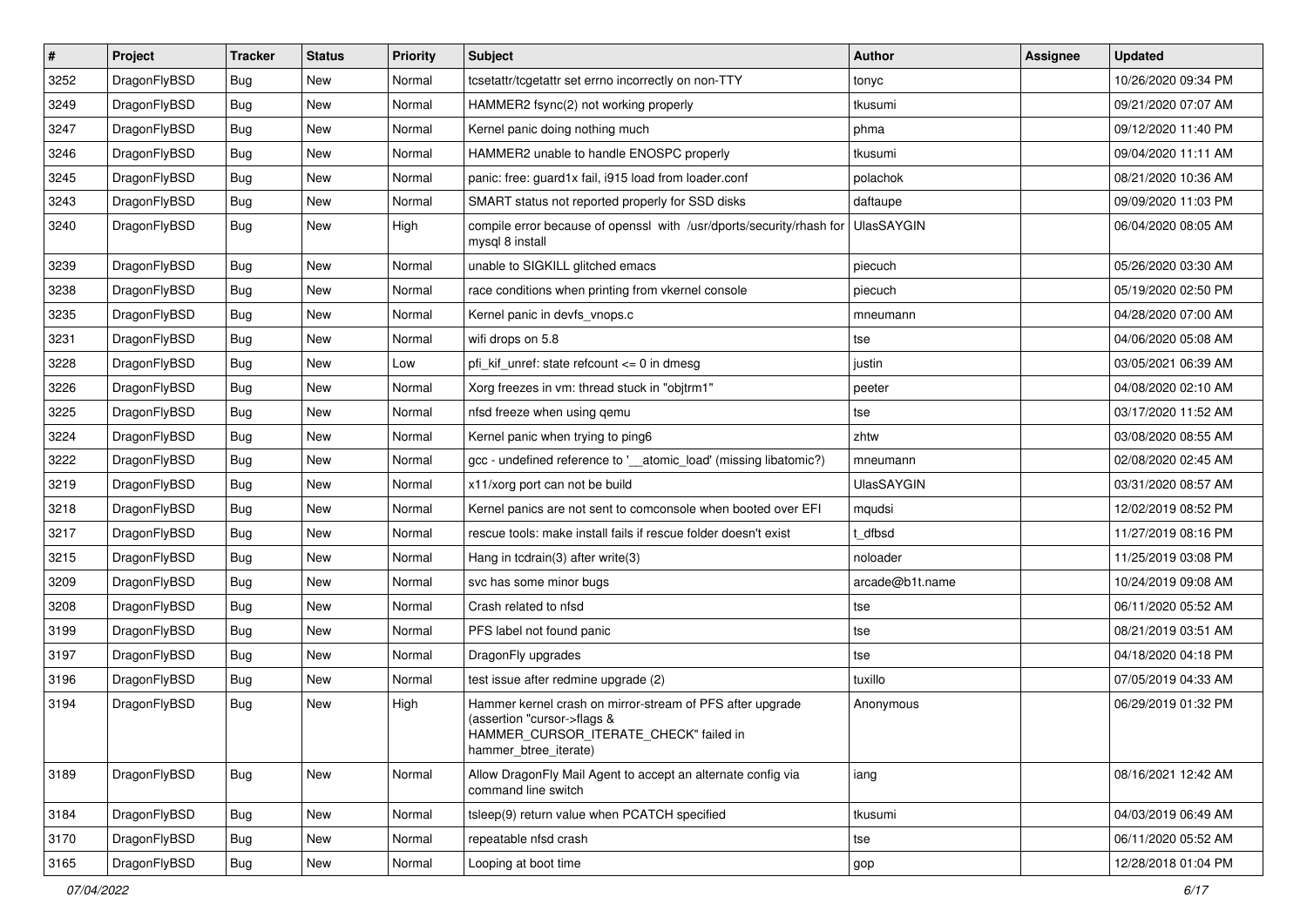| # | Project | Tracker | Status | Priority | Subject | Author | Assignee | Updated |
|---|---|---|---|---|---|---|---|---|
| 3252 | DragonFlyBSD | Bug | New | Normal | tcsetattr/tcgetattr set errno incorrectly on non-TTY | tonyc | | 10/26/2020 09:34 PM |
| 3249 | DragonFlyBSD | Bug | New | Normal | HAMMER2 fsync(2) not working properly | tkusumi | | 09/21/2020 07:07 AM |
| 3247 | DragonFlyBSD | Bug | New | Normal | Kernel panic doing nothing much | phma | | 09/12/2020 11:40 PM |
| 3246 | DragonFlyBSD | Bug | New | Normal | HAMMER2 unable to handle ENOSPC properly | tkusumi | | 09/04/2020 11:11 AM |
| 3245 | DragonFlyBSD | Bug | New | Normal | panic: free: guard1x fail, i915 load from loader.conf | polachok | | 08/21/2020 10:36 AM |
| 3243 | DragonFlyBSD | Bug | New | Normal | SMART status not reported properly for SSD disks | daftaupe | | 09/09/2020 11:03 PM |
| 3240 | DragonFlyBSD | Bug | New | High | compile error because of openssl with /usr/dports/security/rhash for mysql 8 install | UlasSAYGIN | | 06/04/2020 08:05 AM |
| 3239 | DragonFlyBSD | Bug | New | Normal | unable to SIGKILL glitched emacs | piecuch | | 05/26/2020 03:30 AM |
| 3238 | DragonFlyBSD | Bug | New | Normal | race conditions when printing from vkernel console | piecuch | | 05/19/2020 02:50 PM |
| 3235 | DragonFlyBSD | Bug | New | Normal | Kernel panic in devfs_vnops.c | mneumann | | 04/28/2020 07:00 AM |
| 3231 | DragonFlyBSD | Bug | New | Normal | wifi drops on 5.8 | tse | | 04/06/2020 05:08 AM |
| 3228 | DragonFlyBSD | Bug | New | Low | pfi_kif_unref: state refcount <= 0 in dmesg | justin | | 03/05/2021 06:39 AM |
| 3226 | DragonFlyBSD | Bug | New | Normal | Xorg freezes in vm: thread stuck in "objtrm1" | peeter | | 04/08/2020 02:10 AM |
| 3225 | DragonFlyBSD | Bug | New | Normal | nfsd freeze when using qemu | tse | | 03/17/2020 11:52 AM |
| 3224 | DragonFlyBSD | Bug | New | Normal | Kernel panic when trying to ping6 | zhtw | | 03/08/2020 08:55 AM |
| 3222 | DragonFlyBSD | Bug | New | Normal | gcc - undefined reference to '__atomic_load' (missing libatomic?) | mneumann | | 02/08/2020 02:45 AM |
| 3219 | DragonFlyBSD | Bug | New | Normal | x11/xorg port can not be build | UlasSAYGIN | | 03/31/2020 08:57 AM |
| 3218 | DragonFlyBSD | Bug | New | Normal | Kernel panics are not sent to comconsole when booted over EFI | mqudsi | | 12/02/2019 08:52 PM |
| 3217 | DragonFlyBSD | Bug | New | Normal | rescue tools: make install fails if rescue folder doesn't exist | t_dfbsd | | 11/27/2019 08:16 PM |
| 3215 | DragonFlyBSD | Bug | New | Normal | Hang in tcdrain(3) after write(3) | noloader | | 11/25/2019 03:08 PM |
| 3209 | DragonFlyBSD | Bug | New | Normal | svc has some minor bugs | arcade@b1t.name | | 10/24/2019 09:08 AM |
| 3208 | DragonFlyBSD | Bug | New | Normal | Crash related to nfsd | tse | | 06/11/2020 05:52 AM |
| 3199 | DragonFlyBSD | Bug | New | Normal | PFS label not found panic | tse | | 08/21/2019 03:51 AM |
| 3197 | DragonFlyBSD | Bug | New | Normal | DragonFly upgrades | tse | | 04/18/2020 04:18 PM |
| 3196 | DragonFlyBSD | Bug | New | Normal | test issue after redmine upgrade (2) | tuxillo | | 07/05/2019 04:33 AM |
| 3194 | DragonFlyBSD | Bug | New | High | Hammer kernel crash on mirror-stream of PFS after upgrade (assertion "cursor->flags & HAMMER_CURSOR_ITERATE_CHECK" failed in hammer_btree_iterate) | Anonymous | | 06/29/2019 01:32 PM |
| 3189 | DragonFlyBSD | Bug | New | Normal | Allow DragonFly Mail Agent to accept an alternate config via command line switch | iang | | 08/16/2021 12:42 AM |
| 3184 | DragonFlyBSD | Bug | New | Normal | tsleep(9) return value when PCATCH specified | tkusumi | | 04/03/2019 06:49 AM |
| 3170 | DragonFlyBSD | Bug | New | Normal | repeatable nfsd crash | tse | | 06/11/2020 05:52 AM |
| 3165 | DragonFlyBSD | Bug | New | Normal | Looping at boot time | gop | | 12/28/2018 01:04 PM |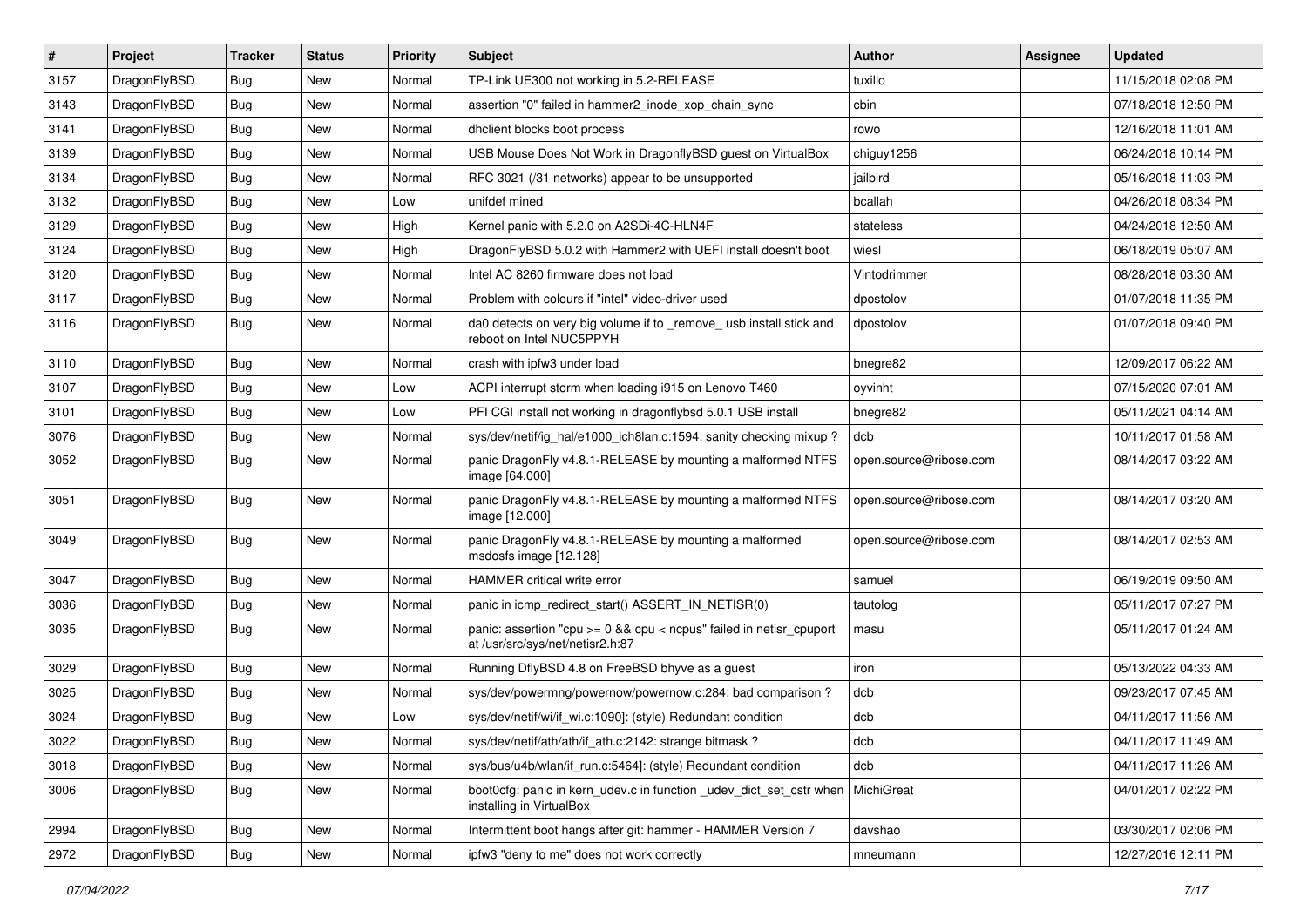| # | Project | Tracker | Status | Priority | Subject | Author | Assignee | Updated |
|---|---|---|---|---|---|---|---|---|
| 3157 | DragonFlyBSD | Bug | New | Normal | TP-Link UE300 not working in 5.2-RELEASE | tuxillo | | 11/15/2018 02:08 PM |
| 3143 | DragonFlyBSD | Bug | New | Normal | assertion "0" failed in hammer2_inode_xop_chain_sync | cbin | | 07/18/2018 12:50 PM |
| 3141 | DragonFlyBSD | Bug | New | Normal | dhclient blocks boot process | rowo | | 12/16/2018 11:01 AM |
| 3139 | DragonFlyBSD | Bug | New | Normal | USB Mouse Does Not Work in DragonflyBSD guest on VirtualBox | chiguy1256 | | 06/24/2018 10:14 PM |
| 3134 | DragonFlyBSD | Bug | New | Normal | RFC 3021 (/31 networks) appear to be unsupported | jailbird | | 05/16/2018 11:03 PM |
| 3132 | DragonFlyBSD | Bug | New | Low | unifdef mined | bcallah | | 04/26/2018 08:34 PM |
| 3129 | DragonFlyBSD | Bug | New | High | Kernel panic with 5.2.0 on A2SDi-4C-HLN4F | stateless | | 04/24/2018 12:50 AM |
| 3124 | DragonFlyBSD | Bug | New | High | DragonFlyBSD 5.0.2 with Hammer2 with UEFI install doesn't boot | wiesl | | 06/18/2019 05:07 AM |
| 3120 | DragonFlyBSD | Bug | New | Normal | Intel AC 8260 firmware does not load | Vintodrimmer | | 08/28/2018 03:30 AM |
| 3117 | DragonFlyBSD | Bug | New | Normal | Problem with colours if "intel" video-driver used | dpostolov | | 01/07/2018 11:35 PM |
| 3116 | DragonFlyBSD | Bug | New | Normal | da0 detects on very big volume if to _remove_ usb install stick and reboot on Intel NUC5PPYH | dpostolov | | 01/07/2018 09:40 PM |
| 3110 | DragonFlyBSD | Bug | New | Normal | crash with ipfw3 under load | bnegre82 | | 12/09/2017 06:22 AM |
| 3107 | DragonFlyBSD | Bug | New | Low | ACPI interrupt storm when loading i915 on Lenovo T460 | oyvinht | | 07/15/2020 07:01 AM |
| 3101 | DragonFlyBSD | Bug | New | Low | PFI CGI install not working in dragonflybsd 5.0.1 USB install | bnegre82 | | 05/11/2021 04:14 AM |
| 3076 | DragonFlyBSD | Bug | New | Normal | sys/dev/netif/ig_hal/e1000_ich8lan.c:1594: sanity checking mixup ? | dcb | | 10/11/2017 01:58 AM |
| 3052 | DragonFlyBSD | Bug | New | Normal | panic DragonFly v4.8.1-RELEASE by mounting a malformed NTFS image [64.000] | open.source@ribose.com | | 08/14/2017 03:22 AM |
| 3051 | DragonFlyBSD | Bug | New | Normal | panic DragonFly v4.8.1-RELEASE by mounting a malformed NTFS image [12.000] | open.source@ribose.com | | 08/14/2017 03:20 AM |
| 3049 | DragonFlyBSD | Bug | New | Normal | panic DragonFly v4.8.1-RELEASE by mounting a malformed msdosfs image [12.128] | open.source@ribose.com | | 08/14/2017 02:53 AM |
| 3047 | DragonFlyBSD | Bug | New | Normal | HAMMER critical write error | samuel | | 06/19/2019 09:50 AM |
| 3036 | DragonFlyBSD | Bug | New | Normal | panic in icmp_redirect_start() ASSERT_IN_NETISR(0) | tautolog | | 05/11/2017 07:27 PM |
| 3035 | DragonFlyBSD | Bug | New | Normal | panic: assertion "cpu >= 0 && cpu < ncpus" failed in netisr_cpuport at /usr/src/sys/net/netisr2.h:87 | masu | | 05/11/2017 01:24 AM |
| 3029 | DragonFlyBSD | Bug | New | Normal | Running DflyBSD 4.8 on FreeBSD bhyve as a guest | iron | | 05/13/2022 04:33 AM |
| 3025 | DragonFlyBSD | Bug | New | Normal | sys/dev/powermng/powernow/powernow.c:284: bad comparison ? | dcb | | 09/23/2017 07:45 AM |
| 3024 | DragonFlyBSD | Bug | New | Low | sys/dev/netif/wi/if_wi.c:1090]: (style) Redundant condition | dcb | | 04/11/2017 11:56 AM |
| 3022 | DragonFlyBSD | Bug | New | Normal | sys/dev/netif/ath/ath/if_ath.c:2142: strange bitmask ? | dcb | | 04/11/2017 11:49 AM |
| 3018 | DragonFlyBSD | Bug | New | Normal | sys/bus/u4b/wlan/if_run.c:5464]: (style) Redundant condition | dcb | | 04/11/2017 11:26 AM |
| 3006 | DragonFlyBSD | Bug | New | Normal | boot0cfg: panic in kern_udev.c in function _udev_dict_set_cstr when installing in VirtualBox | MichiGreat | | 04/01/2017 02:22 PM |
| 2994 | DragonFlyBSD | Bug | New | Normal | Intermittent boot hangs after git: hammer - HAMMER Version 7 | davshao | | 03/30/2017 02:06 PM |
| 2972 | DragonFlyBSD | Bug | New | Normal | ipfw3 "deny to me" does not work correctly | mneumann | | 12/27/2016 12:11 PM |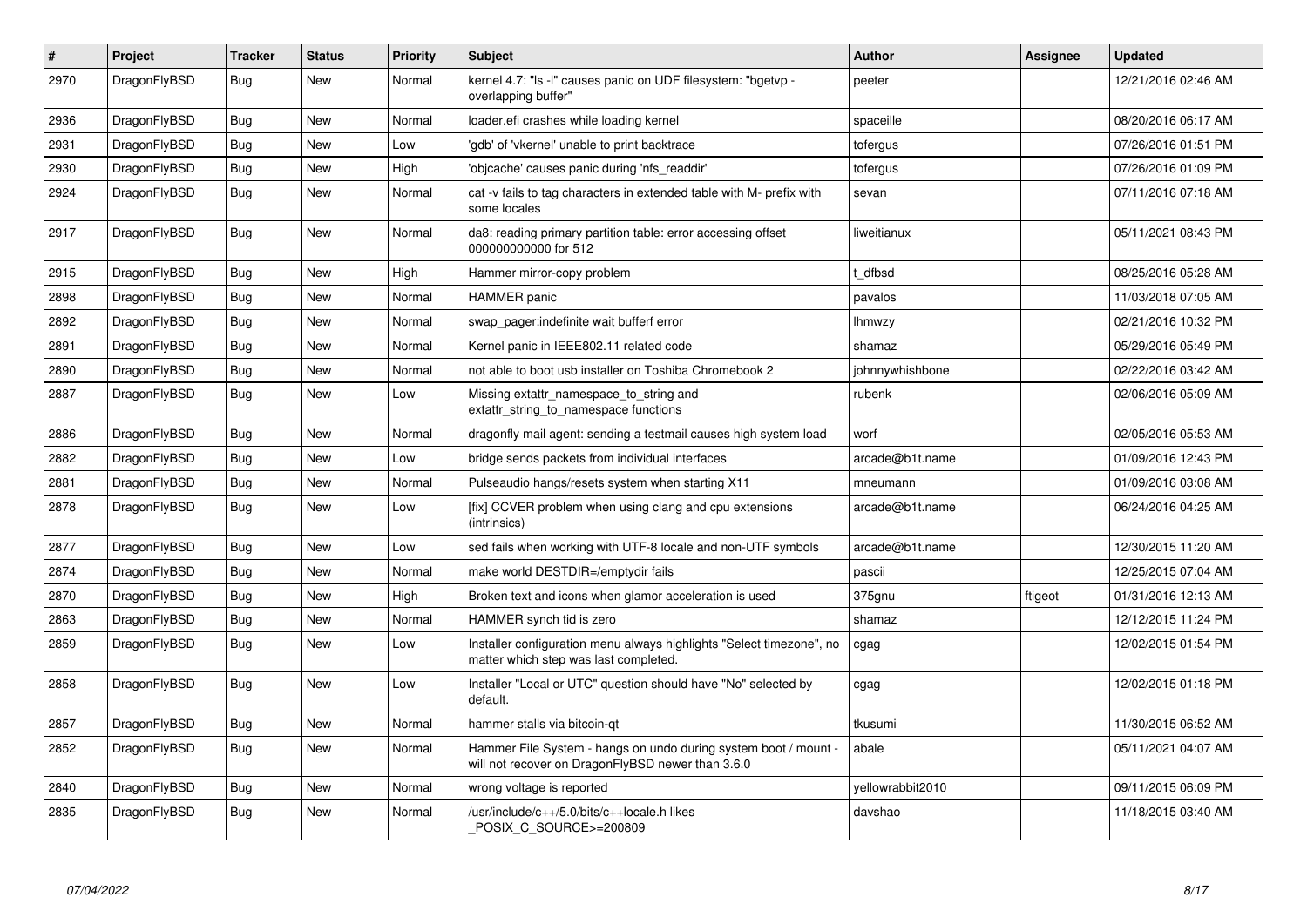| # | Project | Tracker | Status | Priority | Subject | Author | Assignee | Updated |
|---|---|---|---|---|---|---|---|---|
| 2970 | DragonFlyBSD | Bug | New | Normal | kernel 4.7: "ls -l" causes panic on UDF filesystem: "bgetvp - overlapping buffer" | peeter | | 12/21/2016 02:46 AM |
| 2936 | DragonFlyBSD | Bug | New | Normal | loader.efi crashes while loading kernel | spaceille | | 08/20/2016 06:17 AM |
| 2931 | DragonFlyBSD | Bug | New | Low | 'gdb' of 'vkernel' unable to print backtrace | tofergus | | 07/26/2016 01:51 PM |
| 2930 | DragonFlyBSD | Bug | New | High | 'objcache' causes panic during 'nfs_readdir' | tofergus | | 07/26/2016 01:09 PM |
| 2924 | DragonFlyBSD | Bug | New | Normal | cat -v fails to tag characters in extended table with M- prefix with some locales | sevan | | 07/11/2016 07:18 AM |
| 2917 | DragonFlyBSD | Bug | New | Normal | da8: reading primary partition table: error accessing offset 000000000000 for 512 | liweitianux | | 05/11/2021 08:43 PM |
| 2915 | DragonFlyBSD | Bug | New | High | Hammer mirror-copy problem | t_dfbsd | | 08/25/2016 05:28 AM |
| 2898 | DragonFlyBSD | Bug | New | Normal | HAMMER panic | pavalos | | 11/03/2018 07:05 AM |
| 2892 | DragonFlyBSD | Bug | New | Normal | swap_pager:indefinite wait bufferf error | lhmwzy | | 02/21/2016 10:32 PM |
| 2891 | DragonFlyBSD | Bug | New | Normal | Kernel panic in IEEE802.11 related code | shamaz | | 05/29/2016 05:49 PM |
| 2890 | DragonFlyBSD | Bug | New | Normal | not able to boot usb installer on Toshiba Chromebook 2 | johnnywhishbone | | 02/22/2016 03:42 AM |
| 2887 | DragonFlyBSD | Bug | New | Low | Missing extattr_namespace_to_string and extattr_string_to_namespace functions | rubenk | | 02/06/2016 05:09 AM |
| 2886 | DragonFlyBSD | Bug | New | Normal | dragonfly mail agent: sending a testmail causes high system load | worf | | 02/05/2016 05:53 AM |
| 2882 | DragonFlyBSD | Bug | New | Low | bridge sends packets from individual interfaces | arcade@b1t.name | | 01/09/2016 12:43 PM |
| 2881 | DragonFlyBSD | Bug | New | Normal | Pulseaudio hangs/resets system when starting X11 | mneumann | | 01/09/2016 03:08 AM |
| 2878 | DragonFlyBSD | Bug | New | Low | [fix] CCVER problem when using clang and cpu extensions (intrinsics) | arcade@b1t.name | | 06/24/2016 04:25 AM |
| 2877 | DragonFlyBSD | Bug | New | Low | sed fails when working with UTF-8 locale and non-UTF symbols | arcade@b1t.name | | 12/30/2015 11:20 AM |
| 2874 | DragonFlyBSD | Bug | New | Normal | make world DESTDIR=/emptydir fails | pascii | | 12/25/2015 07:04 AM |
| 2870 | DragonFlyBSD | Bug | New | High | Broken text and icons when glamor acceleration is used | 375gnu | ftigeot | 01/31/2016 12:13 AM |
| 2863 | DragonFlyBSD | Bug | New | Normal | HAMMER synch tid is zero | shamaz | | 12/12/2015 11:24 PM |
| 2859 | DragonFlyBSD | Bug | New | Low | Installer configuration menu always highlights "Select timezone", no matter which step was last completed. | cgag | | 12/02/2015 01:54 PM |
| 2858 | DragonFlyBSD | Bug | New | Low | Installer "Local or UTC" question should have "No" selected by default. | cgag | | 12/02/2015 01:18 PM |
| 2857 | DragonFlyBSD | Bug | New | Normal | hammer stalls via bitcoin-qt | tkusumi | | 11/30/2015 06:52 AM |
| 2852 | DragonFlyBSD | Bug | New | Normal | Hammer File System - hangs on undo during system boot / mount - will not recover on DragonFlyBSD newer than 3.6.0 | abale | | 05/11/2021 04:07 AM |
| 2840 | DragonFlyBSD | Bug | New | Normal | wrong voltage is reported | yellowrabbit2010 | | 09/11/2015 06:09 PM |
| 2835 | DragonFlyBSD | Bug | New | Normal | /usr/include/c++/5.0/bits/c++locale.h likes _POSIX_C_SOURCE>=200809 | davshao | | 11/18/2015 03:40 AM |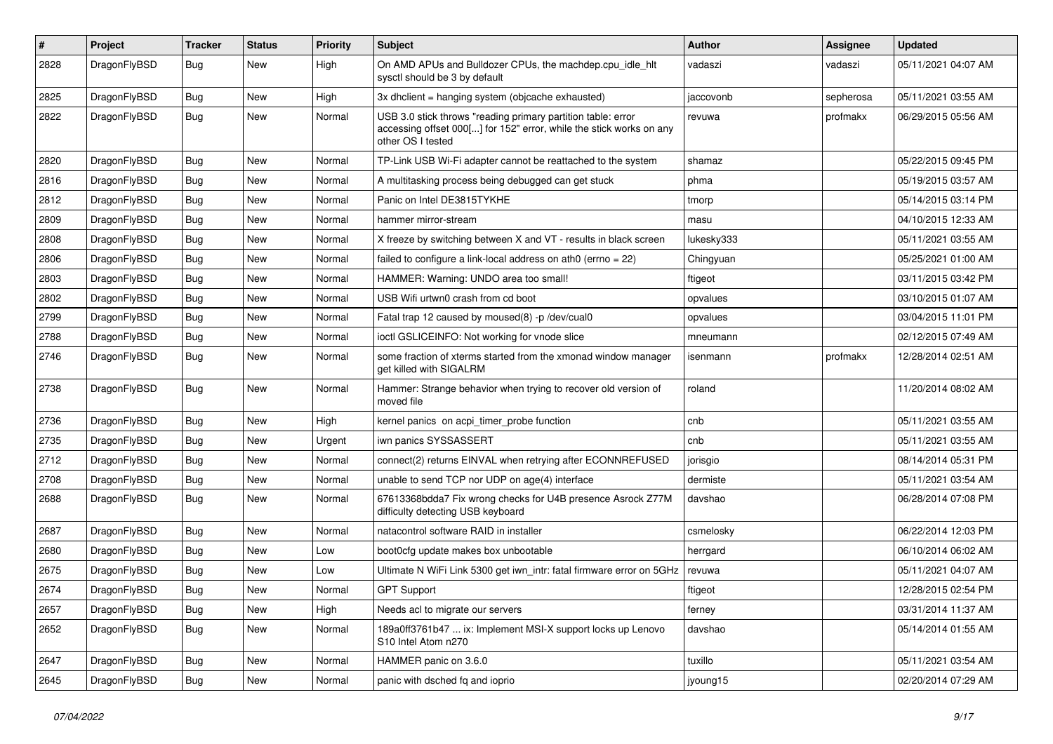| # | Project | Tracker | Status | Priority | Subject | Author | Assignee | Updated |
|---|---|---|---|---|---|---|---|---|
| 2828 | DragonFlyBSD | Bug | New | High | On AMD APUs and Bulldozer CPUs, the machdep.cpu_idle_hlt sysctl should be 3 by default | vadaszi | vadaszi | 05/11/2021 04:07 AM |
| 2825 | DragonFlyBSD | Bug | New | High | 3x dhclient = hanging system (objcache exhausted) | jaccovonb | sepherosa | 05/11/2021 03:55 AM |
| 2822 | DragonFlyBSD | Bug | New | Normal | USB 3.0 stick throws "reading primary partition table: error accessing offset 000[...] for 152" error, while the stick works on any other OS I tested | revuwa | profmakx | 06/29/2015 05:56 AM |
| 2820 | DragonFlyBSD | Bug | New | Normal | TP-Link USB Wi-Fi adapter cannot be reattached to the system | shamaz | | 05/22/2015 09:45 PM |
| 2816 | DragonFlyBSD | Bug | New | Normal | A multitasking process being debugged can get stuck | phma | | 05/19/2015 03:57 AM |
| 2812 | DragonFlyBSD | Bug | New | Normal | Panic on Intel DE3815TYKHE | tmorp | | 05/14/2015 03:14 PM |
| 2809 | DragonFlyBSD | Bug | New | Normal | hammer mirror-stream | masu | | 04/10/2015 12:33 AM |
| 2808 | DragonFlyBSD | Bug | New | Normal | X freeze by switching between X and VT - results in black screen | lukesky333 | | 05/11/2021 03:55 AM |
| 2806 | DragonFlyBSD | Bug | New | Normal | failed to configure a link-local address on ath0 (errno = 22) | Chingyuan | | 05/25/2021 01:00 AM |
| 2803 | DragonFlyBSD | Bug | New | Normal | HAMMER: Warning: UNDO area too small! | ftigeot | | 03/11/2015 03:42 PM |
| 2802 | DragonFlyBSD | Bug | New | Normal | USB Wifi urtwn0 crash from cd boot | opvalues | | 03/10/2015 01:07 AM |
| 2799 | DragonFlyBSD | Bug | New | Normal | Fatal trap 12 caused by moused(8) -p /dev/cual0 | opvalues | | 03/04/2015 11:01 PM |
| 2788 | DragonFlyBSD | Bug | New | Normal | ioctl GSLICEINFO: Not working for vnode slice | mneumann | | 02/12/2015 07:49 AM |
| 2746 | DragonFlyBSD | Bug | New | Normal | some fraction of xterms started from the xmonad window manager get killed with SIGALRM | isenmann | profmakx | 12/28/2014 02:51 AM |
| 2738 | DragonFlyBSD | Bug | New | Normal | Hammer: Strange behavior when trying to recover old version of moved file | roland | | 11/20/2014 08:02 AM |
| 2736 | DragonFlyBSD | Bug | New | High | kernel panics on acpi_timer_probe function | cnb | | 05/11/2021 03:55 AM |
| 2735 | DragonFlyBSD | Bug | New | Urgent | iwn panics SYSSASSERT | cnb | | 05/11/2021 03:55 AM |
| 2712 | DragonFlyBSD | Bug | New | Normal | connect(2) returns EINVAL when retrying after ECONNREFUSED | jorisgio | | 08/14/2014 05:31 PM |
| 2708 | DragonFlyBSD | Bug | New | Normal | unable to send TCP nor UDP on age(4) interface | dermiste | | 05/11/2021 03:54 AM |
| 2688 | DragonFlyBSD | Bug | New | Normal | 67613368bdda7 Fix wrong checks for U4B presence Asrock Z77M difficulty detecting USB keyboard | davshao | | 06/28/2014 07:08 PM |
| 2687 | DragonFlyBSD | Bug | New | Normal | natacontrol software RAID in installer | csmelosky | | 06/22/2014 12:03 PM |
| 2680 | DragonFlyBSD | Bug | New | Low | boot0cfg update makes box unbootable | herrgard | | 06/10/2014 06:02 AM |
| 2675 | DragonFlyBSD | Bug | New | Low | Ultimate N WiFi Link 5300 get iwn_intr: fatal firmware error on 5GHz | revuwa | | 05/11/2021 04:07 AM |
| 2674 | DragonFlyBSD | Bug | New | Normal | GPT Support | ftigeot | | 12/28/2015 02:54 PM |
| 2657 | DragonFlyBSD | Bug | New | High | Needs acl to migrate our servers | ferney | | 03/31/2014 11:37 AM |
| 2652 | DragonFlyBSD | Bug | New | Normal | 189a0ff3761b47 ... ix: Implement MSI-X support locks up Lenovo S10 Intel Atom n270 | davshao | | 05/14/2014 01:55 AM |
| 2647 | DragonFlyBSD | Bug | New | Normal | HAMMER panic on 3.6.0 | tuxillo | | 05/11/2021 03:54 AM |
| 2645 | DragonFlyBSD | Bug | New | Normal | panic with dsched fq and ioprio | jyoung15 | | 02/20/2014 07:29 AM |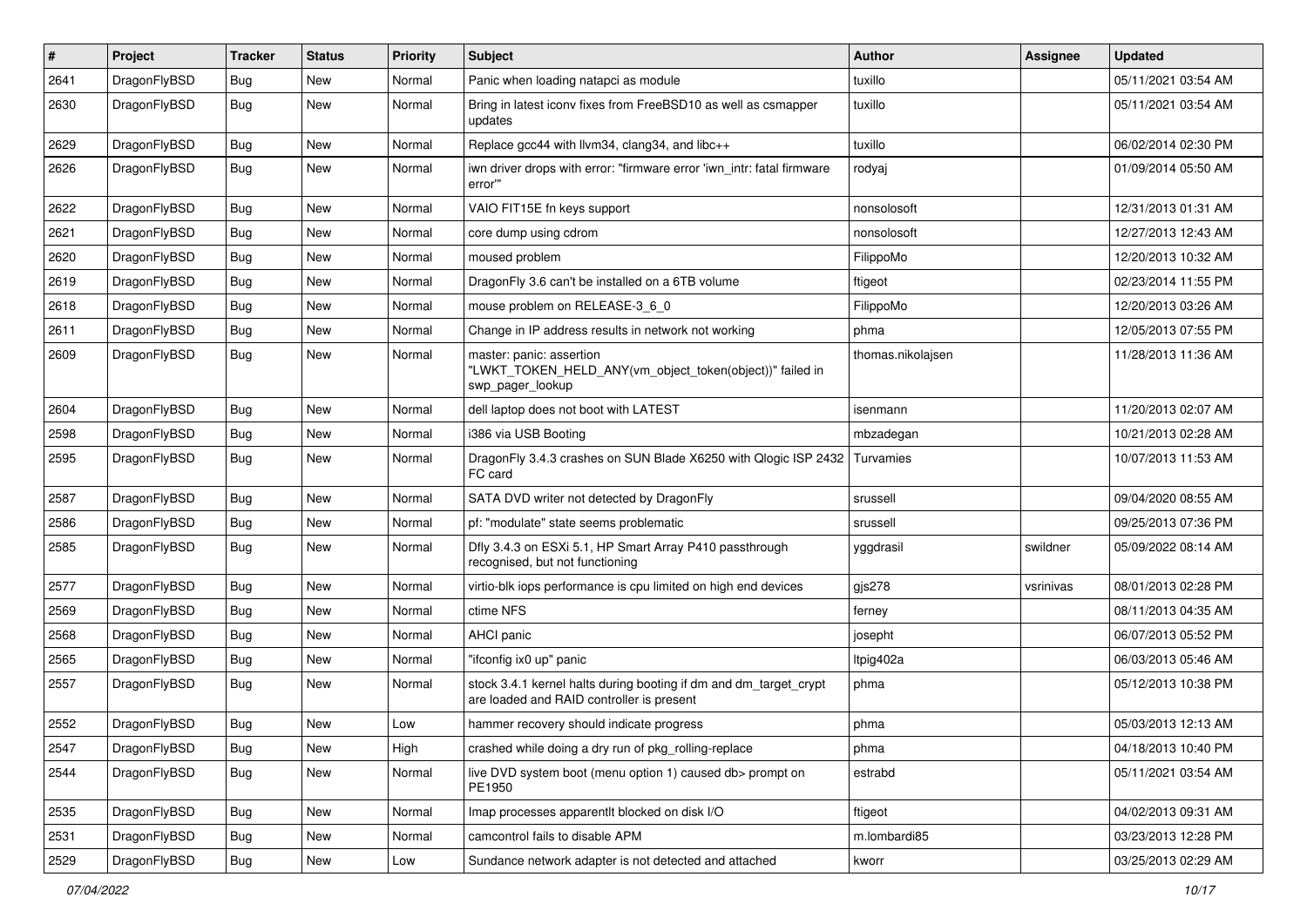| # | Project | Tracker | Status | Priority | Subject | Author | Assignee | Updated |
|---|---|---|---|---|---|---|---|---|
| 2641 | DragonFlyBSD | Bug | New | Normal | Panic when loading natapci as module | tuxillo | | 05/11/2021 03:54 AM |
| 2630 | DragonFlyBSD | Bug | New | Normal | Bring in latest iconv fixes from FreeBSD10 as well as csmapper updates | tuxillo | | 05/11/2021 03:54 AM |
| 2629 | DragonFlyBSD | Bug | New | Normal | Replace gcc44 with llvm34, clang34, and libc++ | tuxillo | | 06/02/2014 02:30 PM |
| 2626 | DragonFlyBSD | Bug | New | Normal | iwn driver drops with error: "firmware error 'iwn_intr: fatal firmware error'" | rodyaj | | 01/09/2014 05:50 AM |
| 2622 | DragonFlyBSD | Bug | New | Normal | VAIO FIT15E fn keys support | nonsolosoft | | 12/31/2013 01:31 AM |
| 2621 | DragonFlyBSD | Bug | New | Normal | core dump using cdrom | nonsolosoft | | 12/27/2013 12:43 AM |
| 2620 | DragonFlyBSD | Bug | New | Normal | moused problem | FilippoMo | | 12/20/2013 10:32 AM |
| 2619 | DragonFlyBSD | Bug | New | Normal | DragonFly 3.6 can't be installed on a 6TB volume | ftigeot | | 02/23/2014 11:55 PM |
| 2618 | DragonFlyBSD | Bug | New | Normal | mouse problem on RELEASE-3_6_0 | FilippoMo | | 12/20/2013 03:26 AM |
| 2611 | DragonFlyBSD | Bug | New | Normal | Change in IP address results in network not working | phma | | 12/05/2013 07:55 PM |
| 2609 | DragonFlyBSD | Bug | New | Normal | master: panic: assertion "LWKT_TOKEN_HELD_ANY(vm_object_token(object))" failed in swp_pager_lookup | thomas.nikolajsen | | 11/28/2013 11:36 AM |
| 2604 | DragonFlyBSD | Bug | New | Normal | dell laptop does not boot with LATEST | isenmann | | 11/20/2013 02:07 AM |
| 2598 | DragonFlyBSD | Bug | New | Normal | i386 via USB Booting | mbzadegan | | 10/21/2013 02:28 AM |
| 2595 | DragonFlyBSD | Bug | New | Normal | DragonFly 3.4.3 crashes on SUN Blade X6250 with Qlogic ISP 2432 FC card | Turvamies | | 10/07/2013 11:53 AM |
| 2587 | DragonFlyBSD | Bug | New | Normal | SATA DVD writer not detected by DragonFly | srussell | | 09/04/2020 08:55 AM |
| 2586 | DragonFlyBSD | Bug | New | Normal | pf: "modulate" state seems problematic | srussell | | 09/25/2013 07:36 PM |
| 2585 | DragonFlyBSD | Bug | New | Normal | Dfly 3.4.3 on ESXi 5.1, HP Smart Array P410 passthrough recognised, but not functioning | yggdrasil | swildner | 05/09/2022 08:14 AM |
| 2577 | DragonFlyBSD | Bug | New | Normal | virtio-blk iops performance is cpu limited on high end devices | gjs278 | vsrinivas | 08/01/2013 02:28 PM |
| 2569 | DragonFlyBSD | Bug | New | Normal | ctime NFS | ferney | | 08/11/2013 04:35 AM |
| 2568 | DragonFlyBSD | Bug | New | Normal | AHCI panic | josepht | | 06/07/2013 05:52 PM |
| 2565 | DragonFlyBSD | Bug | New | Normal | "ifconfig ix0 up" panic | ltpig402a | | 06/03/2013 05:46 AM |
| 2557 | DragonFlyBSD | Bug | New | Normal | stock 3.4.1 kernel halts during booting if dm and dm_target_crypt are loaded and RAID controller is present | phma | | 05/12/2013 10:38 PM |
| 2552 | DragonFlyBSD | Bug | New | Low | hammer recovery should indicate progress | phma | | 05/03/2013 12:13 AM |
| 2547 | DragonFlyBSD | Bug | New | High | crashed while doing a dry run of pkg_rolling-replace | phma | | 04/18/2013 10:40 PM |
| 2544 | DragonFlyBSD | Bug | New | Normal | live DVD system boot (menu option 1) caused db> prompt on PE1950 | estrabd | | 05/11/2021 03:54 AM |
| 2535 | DragonFlyBSD | Bug | New | Normal | Imap processes apparentlt blocked on disk I/O | ftigeot | | 04/02/2013 09:31 AM |
| 2531 | DragonFlyBSD | Bug | New | Normal | camcontrol fails to disable APM | m.lombardi85 | | 03/23/2013 12:28 PM |
| 2529 | DragonFlyBSD | Bug | New | Low | Sundance network adapter is not detected and attached | kworr | | 03/25/2013 02:29 AM |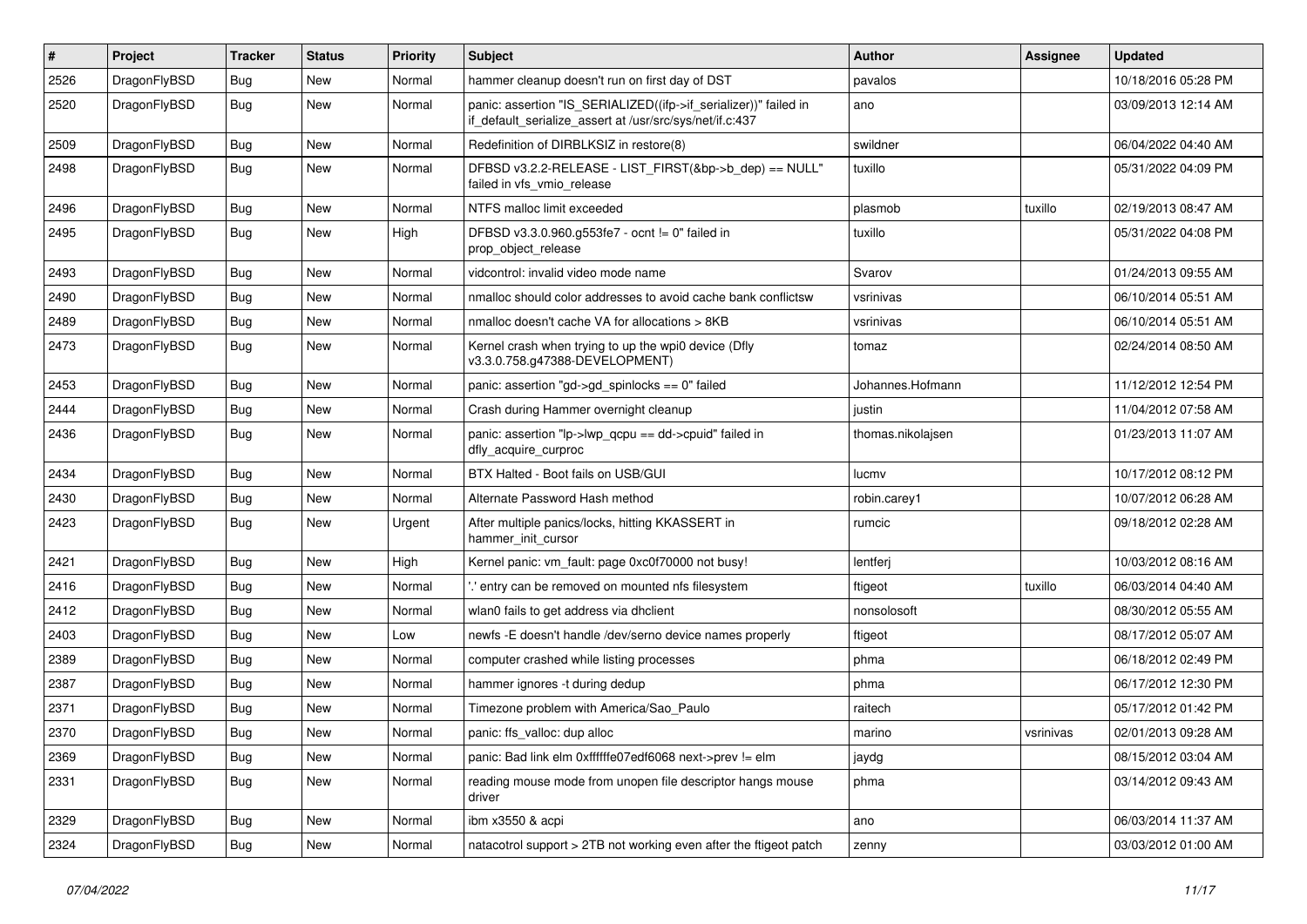| # | Project | Tracker | Status | Priority | Subject | Author | Assignee | Updated |
| --- | --- | --- | --- | --- | --- | --- | --- | --- |
| 2526 | DragonFlyBSD | Bug | New | Normal | hammer cleanup doesn't run on first day of DST | pavalos | | 10/18/2016 05:28 PM |
| 2520 | DragonFlyBSD | Bug | New | Normal | panic: assertion "IS_SERIALIZED((ifp->if_serializer))" failed in if_default_serialize_assert at /usr/src/sys/net/if.c:437 | ano | | 03/09/2013 12:14 AM |
| 2509 | DragonFlyBSD | Bug | New | Normal | Redefinition of DIRBLKSIZ in restore(8) | swildner | | 06/04/2022 04:40 AM |
| 2498 | DragonFlyBSD | Bug | New | Normal | DFBSD v3.2.2-RELEASE - LIST_FIRST(&bp->b_dep) == NULL" failed in vfs_vmio_release | tuxillo | | 05/31/2022 04:09 PM |
| 2496 | DragonFlyBSD | Bug | New | Normal | NTFS malloc limit exceeded | plasmob | tuxillo | 02/19/2013 08:47 AM |
| 2495 | DragonFlyBSD | Bug | New | High | DFBSD v3.3.0.960.g553fe7 - ocnt != 0" failed in prop_object_release | tuxillo | | 05/31/2022 04:08 PM |
| 2493 | DragonFlyBSD | Bug | New | Normal | vidcontrol: invalid video mode name | Svarov | | 01/24/2013 09:55 AM |
| 2490 | DragonFlyBSD | Bug | New | Normal | nmalloc should color addresses to avoid cache bank conflictsw | vsrinivas | | 06/10/2014 05:51 AM |
| 2489 | DragonFlyBSD | Bug | New | Normal | nmalloc doesn't cache VA for allocations > 8KB | vsrinivas | | 06/10/2014 05:51 AM |
| 2473 | DragonFlyBSD | Bug | New | Normal | Kernel crash when trying to up the wpi0 device (Dfly v3.3.0.758.g47388-DEVELOPMENT) | tomaz | | 02/24/2014 08:50 AM |
| 2453 | DragonFlyBSD | Bug | New | Normal | panic: assertion "gd->gd_spinlocks == 0" failed | Johannes.Hofmann | | 11/12/2012 12:54 PM |
| 2444 | DragonFlyBSD | Bug | New | Normal | Crash during Hammer overnight cleanup | justin | | 11/04/2012 07:58 AM |
| 2436 | DragonFlyBSD | Bug | New | Normal | panic: assertion "lp->lwp_qcpu == dd->cpuid" failed in dfly_acquire_curproc | thomas.nikolajsen | | 01/23/2013 11:07 AM |
| 2434 | DragonFlyBSD | Bug | New | Normal | BTX Halted - Boot fails on USB/GUI | lucmv | | 10/17/2012 08:12 PM |
| 2430 | DragonFlyBSD | Bug | New | Normal | Alternate Password Hash method | robin.carey1 | | 10/07/2012 06:28 AM |
| 2423 | DragonFlyBSD | Bug | New | Urgent | After multiple panics/locks, hitting KKASSERT in hammer_init_cursor | rumcic | | 09/18/2012 02:28 AM |
| 2421 | DragonFlyBSD | Bug | New | High | Kernel panic: vm_fault: page 0xc0f70000 not busy! | lentferj | | 10/03/2012 08:16 AM |
| 2416 | DragonFlyBSD | Bug | New | Normal | '.' entry can be removed on mounted nfs filesystem | ftigeot | tuxillo | 06/03/2014 04:40 AM |
| 2412 | DragonFlyBSD | Bug | New | Normal | wlan0 fails to get address via dhclient | nonsolosoft | | 08/30/2012 05:55 AM |
| 2403 | DragonFlyBSD | Bug | New | Low | newfs -E doesn't handle /dev/serno device names properly | ftigeot | | 08/17/2012 05:07 AM |
| 2389 | DragonFlyBSD | Bug | New | Normal | computer crashed while listing processes | phma | | 06/18/2012 02:49 PM |
| 2387 | DragonFlyBSD | Bug | New | Normal | hammer ignores -t during dedup | phma | | 06/17/2012 12:30 PM |
| 2371 | DragonFlyBSD | Bug | New | Normal | Timezone problem with America/Sao_Paulo | raitech | | 05/17/2012 01:42 PM |
| 2370 | DragonFlyBSD | Bug | New | Normal | panic: ffs_valloc: dup alloc | marino | vsrinivas | 02/01/2013 09:28 AM |
| 2369 | DragonFlyBSD | Bug | New | Normal | panic: Bad link elm 0xffffffe07edf6068 next->prev != elm | jaydg | | 08/15/2012 03:04 AM |
| 2331 | DragonFlyBSD | Bug | New | Normal | reading mouse mode from unopen file descriptor hangs mouse driver | phma | | 03/14/2012 09:43 AM |
| 2329 | DragonFlyBSD | Bug | New | Normal | ibm x3550 & acpi | ano | | 06/03/2014 11:37 AM |
| 2324 | DragonFlyBSD | Bug | New | Normal | natacotrol support > 2TB not working even after the ftigeot patch | zenny | | 03/03/2012 01:00 AM |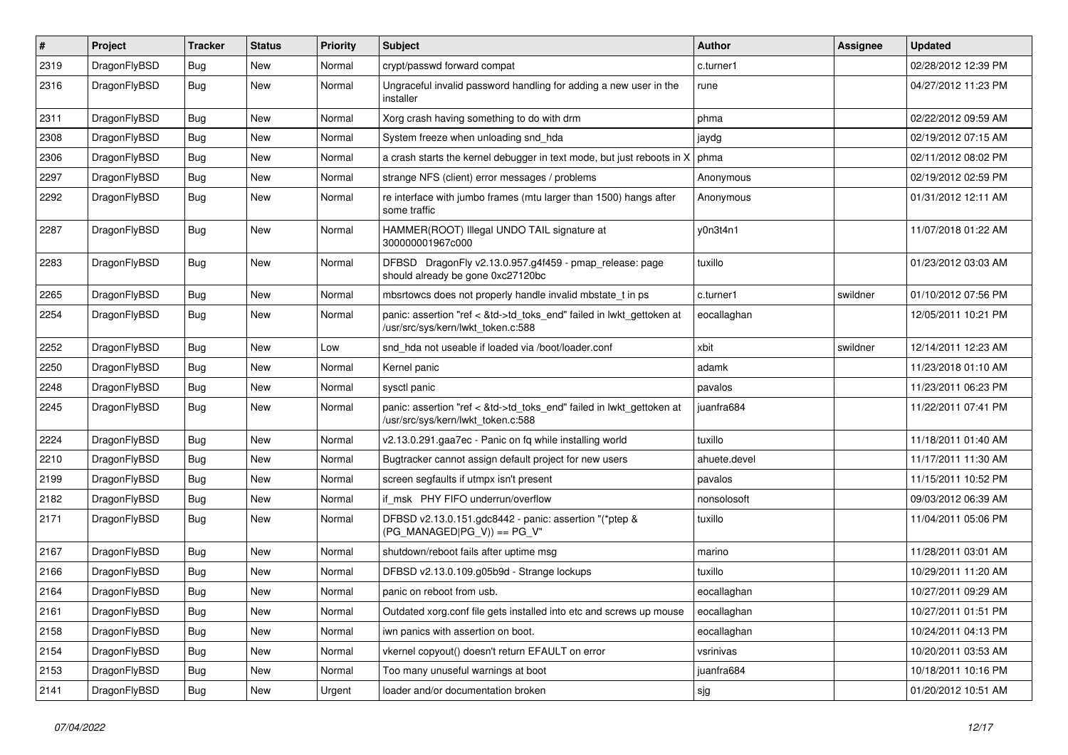| # | Project | Tracker | Status | Priority | Subject | Author | Assignee | Updated |
|---|---|---|---|---|---|---|---|---|
| 2319 | DragonFlyBSD | Bug | New | Normal | crypt/passwd forward compat | c.turner1 | | 02/28/2012 12:39 PM |
| 2316 | DragonFlyBSD | Bug | New | Normal | Ungraceful invalid password handling for adding a new user in the installer | rune | | 04/27/2012 11:23 PM |
| 2311 | DragonFlyBSD | Bug | New | Normal | Xorg crash having something to do with drm | phma | | 02/22/2012 09:59 AM |
| 2308 | DragonFlyBSD | Bug | New | Normal | System freeze when unloading snd_hda | jaydg | | 02/19/2012 07:15 AM |
| 2306 | DragonFlyBSD | Bug | New | Normal | a crash starts the kernel debugger in text mode, but just reboots in X | phma | | 02/11/2012 08:02 PM |
| 2297 | DragonFlyBSD | Bug | New | Normal | strange NFS (client) error messages / problems | Anonymous | | 02/19/2012 02:59 PM |
| 2292 | DragonFlyBSD | Bug | New | Normal | re interface with jumbo frames (mtu larger than 1500) hangs after some traffic | Anonymous | | 01/31/2012 12:11 AM |
| 2287 | DragonFlyBSD | Bug | New | Normal | HAMMER(ROOT) Illegal UNDO TAIL signature at 300000001967c000 | y0n3t4n1 | | 11/07/2018 01:22 AM |
| 2283 | DragonFlyBSD | Bug | New | Normal | DFBSD DragonFly v2.13.0.957.g4f459 - pmap_release: page should already be gone 0xc27120bc | tuxillo | | 01/23/2012 03:03 AM |
| 2265 | DragonFlyBSD | Bug | New | Normal | mbsrtowcs does not properly handle invalid mbstate_t in ps | c.turner1 | swildner | 01/10/2012 07:56 PM |
| 2254 | DragonFlyBSD | Bug | New | Normal | panic: assertion "ref < &td->td_toks_end" failed in lwkt_gettoken at /usr/src/sys/kern/lwkt_token.c:588 | eocallaghan | | 12/05/2011 10:21 PM |
| 2252 | DragonFlyBSD | Bug | New | Low | snd_hda not useable if loaded via /boot/loader.conf | xbit | swildner | 12/14/2011 12:23 AM |
| 2250 | DragonFlyBSD | Bug | New | Normal | Kernel panic | adamk | | 11/23/2018 01:10 AM |
| 2248 | DragonFlyBSD | Bug | New | Normal | sysctl panic | pavalos | | 11/23/2011 06:23 PM |
| 2245 | DragonFlyBSD | Bug | New | Normal | panic: assertion "ref < &td->td_toks_end" failed in lwkt_gettoken at /usr/src/sys/kern/lwkt_token.c:588 | juanfra684 | | 11/22/2011 07:41 PM |
| 2224 | DragonFlyBSD | Bug | New | Normal | v2.13.0.291.gaa7ec - Panic on fq while installing world | tuxillo | | 11/18/2011 01:40 AM |
| 2210 | DragonFlyBSD | Bug | New | Normal | Bugtracker cannot assign default project for new users | ahuete.devel | | 11/17/2011 11:30 AM |
| 2199 | DragonFlyBSD | Bug | New | Normal | screen segfaults if utmpx isn't present | pavalos | | 11/15/2011 10:52 PM |
| 2182 | DragonFlyBSD | Bug | New | Normal | if_msk PHY FIFO underrun/overflow | nonsolosoft | | 09/03/2012 06:39 AM |
| 2171 | DragonFlyBSD | Bug | New | Normal | DFBSD v2.13.0.151.gdc8442 - panic: assertion "(*ptep & (PG_MANAGED\|PG_V)) == PG_V" | tuxillo | | 11/04/2011 05:06 PM |
| 2167 | DragonFlyBSD | Bug | New | Normal | shutdown/reboot fails after uptime msg | marino | | 11/28/2011 03:01 AM |
| 2166 | DragonFlyBSD | Bug | New | Normal | DFBSD v2.13.0.109.g05b9d - Strange lockups | tuxillo | | 10/29/2011 11:20 AM |
| 2164 | DragonFlyBSD | Bug | New | Normal | panic on reboot from usb. | eocallaghan | | 10/27/2011 09:29 AM |
| 2161 | DragonFlyBSD | Bug | New | Normal | Outdated xorg.conf file gets installed into etc and screws up mouse | eocallaghan | | 10/27/2011 01:51 PM |
| 2158 | DragonFlyBSD | Bug | New | Normal | iwn panics with assertion on boot. | eocallaghan | | 10/24/2011 04:13 PM |
| 2154 | DragonFlyBSD | Bug | New | Normal | vkernel copyout() doesn't return EFAULT on error | vsrinivas | | 10/20/2011 03:53 AM |
| 2153 | DragonFlyBSD | Bug | New | Normal | Too many unuseful warnings at boot | juanfra684 | | 10/18/2011 10:16 PM |
| 2141 | DragonFlyBSD | Bug | New | Urgent | loader and/or documentation broken | sjg | | 01/20/2012 10:51 AM |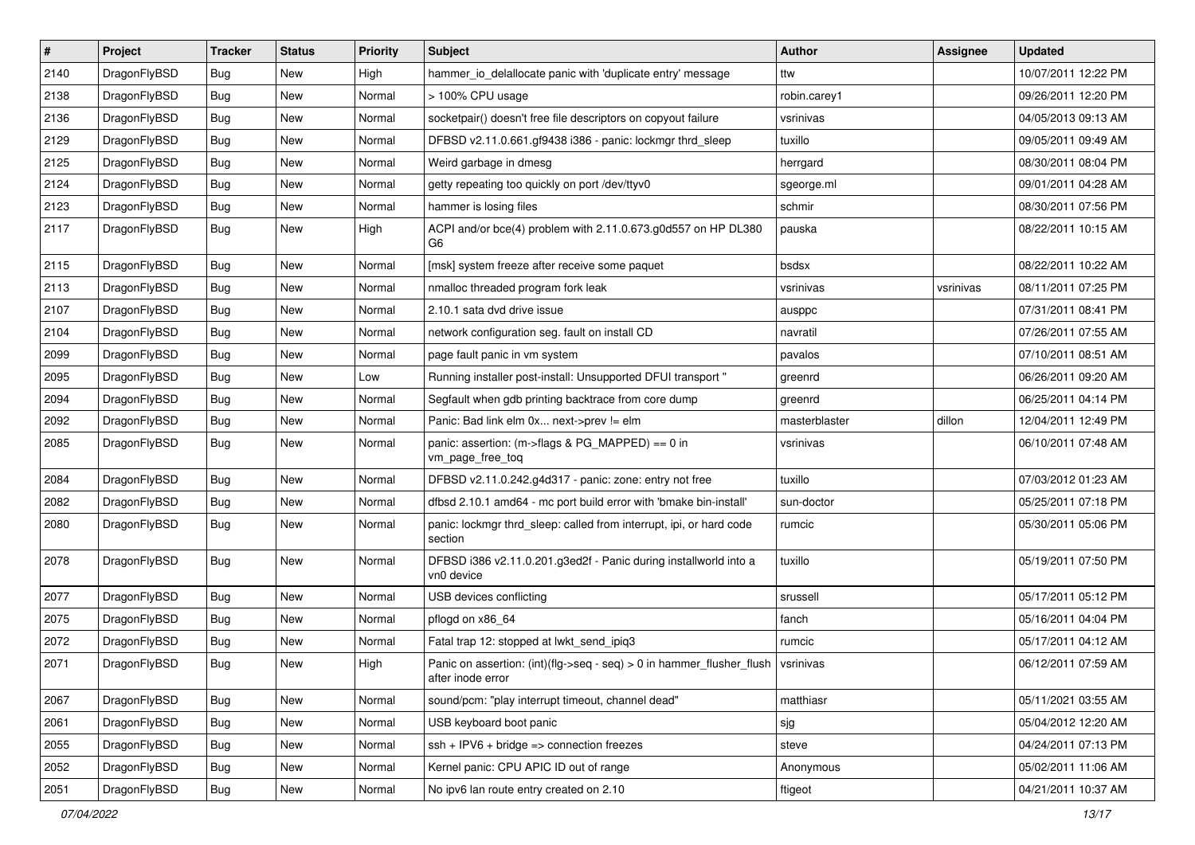| # | Project | Tracker | Status | Priority | Subject | Author | Assignee | Updated |
|---|---|---|---|---|---|---|---|---|
| 2140 | DragonFlyBSD | Bug | New | High | hammer_io_delallocate panic with 'duplicate entry' message | ttw | | 10/07/2011 12:22 PM |
| 2138 | DragonFlyBSD | Bug | New | Normal | > 100% CPU usage | robin.carey1 | | 09/26/2011 12:20 PM |
| 2136 | DragonFlyBSD | Bug | New | Normal | socketpair() doesn't free file descriptors on copyout failure | vsrinivas | | 04/05/2013 09:13 AM |
| 2129 | DragonFlyBSD | Bug | New | Normal | DFBSD v2.11.0.661.gf9438 i386 - panic: lockmgr thrd_sleep | tuxillo | | 09/05/2011 09:49 AM |
| 2125 | DragonFlyBSD | Bug | New | Normal | Weird garbage in dmesg | herrgard | | 08/30/2011 08:04 PM |
| 2124 | DragonFlyBSD | Bug | New | Normal | getty repeating too quickly on port /dev/ttyv0 | sgeorge.ml | | 09/01/2011 04:28 AM |
| 2123 | DragonFlyBSD | Bug | New | Normal | hammer is losing files | schmir | | 08/30/2011 07:56 PM |
| 2117 | DragonFlyBSD | Bug | New | High | ACPI and/or bce(4) problem with 2.11.0.673.g0d557 on HP DL380 G6 | pauska | | 08/22/2011 10:15 AM |
| 2115 | DragonFlyBSD | Bug | New | Normal | [msk] system freeze after receive some paquet | bsdsx | | 08/22/2011 10:22 AM |
| 2113 | DragonFlyBSD | Bug | New | Normal | nmalloc threaded program fork leak | vsrinivas | vsrinivas | 08/11/2011 07:25 PM |
| 2107 | DragonFlyBSD | Bug | New | Normal | 2.10.1 sata dvd drive issue | ausppc | | 07/31/2011 08:41 PM |
| 2104 | DragonFlyBSD | Bug | New | Normal | network configuration seg. fault on install CD | navratil | | 07/26/2011 07:55 AM |
| 2099 | DragonFlyBSD | Bug | New | Normal | page fault panic in vm system | pavalos | | 07/10/2011 08:51 AM |
| 2095 | DragonFlyBSD | Bug | New | Low | Running installer post-install: Unsupported DFUI transport " | greenrd | | 06/26/2011 09:20 AM |
| 2094 | DragonFlyBSD | Bug | New | Normal | Segfault when gdb printing backtrace from core dump | greenrd | | 06/25/2011 04:14 PM |
| 2092 | DragonFlyBSD | Bug | New | Normal | Panic: Bad link elm 0x... next->prev != elm | masterblaster | dillon | 12/04/2011 12:49 PM |
| 2085 | DragonFlyBSD | Bug | New | Normal | panic: assertion: (m->flags & PG_MAPPED) == 0 in vm_page_free_toq | vsrinivas | | 06/10/2011 07:48 AM |
| 2084 | DragonFlyBSD | Bug | New | Normal | DFBSD v2.11.0.242.g4d317 - panic: zone: entry not free | tuxillo | | 07/03/2012 01:23 AM |
| 2082 | DragonFlyBSD | Bug | New | Normal | dfbsd 2.10.1 amd64 - mc port build error with 'bmake bin-install' | sun-doctor | | 05/25/2011 07:18 PM |
| 2080 | DragonFlyBSD | Bug | New | Normal | panic: lockmgr thrd_sleep: called from interrupt, ipi, or hard code section | rumcic | | 05/30/2011 05:06 PM |
| 2078 | DragonFlyBSD | Bug | New | Normal | DFBSD i386 v2.11.0.201.g3ed2f - Panic during installworld into a vn0 device | tuxillo | | 05/19/2011 07:50 PM |
| 2077 | DragonFlyBSD | Bug | New | Normal | USB devices conflicting | srussell | | 05/17/2011 05:12 PM |
| 2075 | DragonFlyBSD | Bug | New | Normal | pflogd on x86_64 | fanch | | 05/16/2011 04:04 PM |
| 2072 | DragonFlyBSD | Bug | New | Normal | Fatal trap 12: stopped at lwkt_send_ipiq3 | rumcic | | 05/17/2011 04:12 AM |
| 2071 | DragonFlyBSD | Bug | New | High | Panic on assertion: (int)(flg->seq - seq) > 0 in hammer_flusher_flush after inode error | vsrinivas | | 06/12/2011 07:59 AM |
| 2067 | DragonFlyBSD | Bug | New | Normal | sound/pcm: "play interrupt timeout, channel dead" | matthiasr | | 05/11/2021 03:55 AM |
| 2061 | DragonFlyBSD | Bug | New | Normal | USB keyboard boot panic | sjg | | 05/04/2012 12:20 AM |
| 2055 | DragonFlyBSD | Bug | New | Normal | ssh + IPV6 + bridge => connection freezes | steve | | 04/24/2011 07:13 PM |
| 2052 | DragonFlyBSD | Bug | New | Normal | Kernel panic: CPU APIC ID out of range | Anonymous | | 05/02/2011 11:06 AM |
| 2051 | DragonFlyBSD | Bug | New | Normal | No ipv6 lan route entry created on 2.10 | ftigeot | | 04/21/2011 10:37 AM |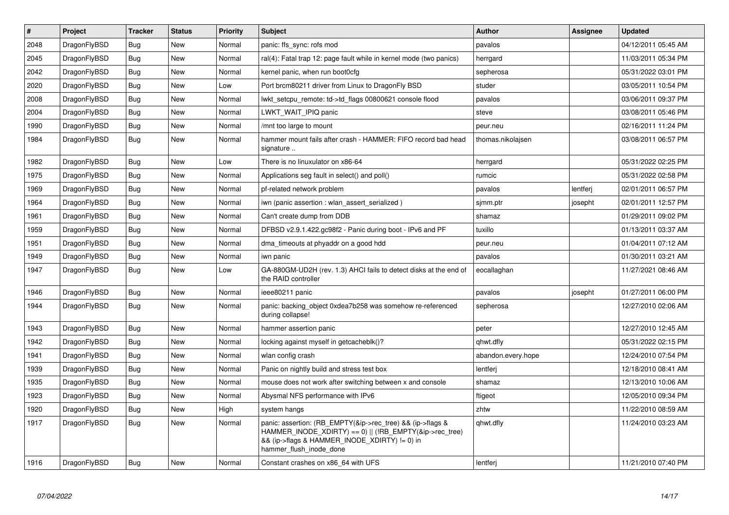| # | Project | Tracker | Status | Priority | Subject | Author | Assignee | Updated |
|---|---|---|---|---|---|---|---|---|
| 2048 | DragonFlyBSD | Bug | New | Normal | panic: ffs_sync: rofs mod | pavalos | | 04/12/2011 05:45 AM |
| 2045 | DragonFlyBSD | Bug | New | Normal | ral(4): Fatal trap 12: page fault while in kernel mode (two panics) | herrgard | | 11/03/2011 05:34 PM |
| 2042 | DragonFlyBSD | Bug | New | Normal | kernel panic, when run boot0cfg | sepherosa | | 05/31/2022 03:01 PM |
| 2020 | DragonFlyBSD | Bug | New | Low | Port brcm80211 driver from Linux to DragonFly BSD | studer | | 03/05/2011 10:54 PM |
| 2008 | DragonFlyBSD | Bug | New | Normal | lwkt_setcpu_remote: td->td_flags 00800621 console flood | pavalos | | 03/06/2011 09:37 PM |
| 2004 | DragonFlyBSD | Bug | New | Normal | LWKT_WAIT_IPIQ panic | steve | | 03/08/2011 05:46 PM |
| 1990 | DragonFlyBSD | Bug | New | Normal | /mnt too large to mount | peur.neu | | 02/16/2011 11:24 PM |
| 1984 | DragonFlyBSD | Bug | New | Normal | hammer mount fails after crash - HAMMER: FIFO record bad head signature .. | thomas.nikolajsen | | 03/08/2011 06:57 PM |
| 1982 | DragonFlyBSD | Bug | New | Low | There is no linuxulator on x86-64 | herrgard | | 05/31/2022 02:25 PM |
| 1975 | DragonFlyBSD | Bug | New | Normal | Applications seg fault in select() and poll() | rumcic | | 05/31/2022 02:58 PM |
| 1969 | DragonFlyBSD | Bug | New | Normal | pf-related network problem | pavalos | lentferj | 02/01/2011 06:57 PM |
| 1964 | DragonFlyBSD | Bug | New | Normal | iwn (panic assertion : wlan_assert_serialized ) | sjmm.ptr | josepht | 02/01/2011 12:57 PM |
| 1961 | DragonFlyBSD | Bug | New | Normal | Can't create dump from DDB | shamaz | | 01/29/2011 09:02 PM |
| 1959 | DragonFlyBSD | Bug | New | Normal | DFBSD v2.9.1.422.gc98f2 - Panic during boot - IPv6 and PF | tuxillo | | 01/13/2011 03:37 AM |
| 1951 | DragonFlyBSD | Bug | New | Normal | dma_timeouts at phyaddr on a good hdd | peur.neu | | 01/04/2011 07:12 AM |
| 1949 | DragonFlyBSD | Bug | New | Normal | iwn panic | pavalos | | 01/30/2011 03:21 AM |
| 1947 | DragonFlyBSD | Bug | New | Low | GA-880GM-UD2H (rev. 1.3) AHCI fails to detect disks at the end of the RAID controller | eocallaghan | | 11/27/2021 08:46 AM |
| 1946 | DragonFlyBSD | Bug | New | Normal | ieee80211 panic | pavalos | josepht | 01/27/2011 06:00 PM |
| 1944 | DragonFlyBSD | Bug | New | Normal | panic: backing_object 0xdea7b258 was somehow re-referenced during collapse! | sepherosa | | 12/27/2010 02:06 AM |
| 1943 | DragonFlyBSD | Bug | New | Normal | hammer assertion panic | peter | | 12/27/2010 12:45 AM |
| 1942 | DragonFlyBSD | Bug | New | Normal | locking against myself in getcacheblk()? | qhwt.dfly | | 05/31/2022 02:15 PM |
| 1941 | DragonFlyBSD | Bug | New | Normal | wlan config crash | abandon.every.hope | | 12/24/2010 07:54 PM |
| 1939 | DragonFlyBSD | Bug | New | Normal | Panic on nightly build and stress test box | lentferj | | 12/18/2010 08:41 AM |
| 1935 | DragonFlyBSD | Bug | New | Normal | mouse does not work after switching between x and console | shamaz | | 12/13/2010 10:06 AM |
| 1923 | DragonFlyBSD | Bug | New | Normal | Abysmal NFS performance with IPv6 | ftigeot | | 12/05/2010 09:34 PM |
| 1920 | DragonFlyBSD | Bug | New | High | system hangs | zhtw | | 11/22/2010 08:59 AM |
| 1917 | DragonFlyBSD | Bug | New | Normal | panic: assertion: (RB_EMPTY(&ip->rec_tree) && (ip->flags & HAMMER_INODE_XDIRTY) == 0) \|\| (!RB_EMPTY(&ip->rec_tree) && (ip->flags & HAMMER_INODE_XDIRTY) != 0) in hammer_flush_inode_done | qhwt.dfly | | 11/24/2010 03:23 AM |
| 1916 | DragonFlyBSD | Bug | New | Normal | Constant crashes on x86_64 with UFS | lentferj | | 11/21/2010 07:40 PM |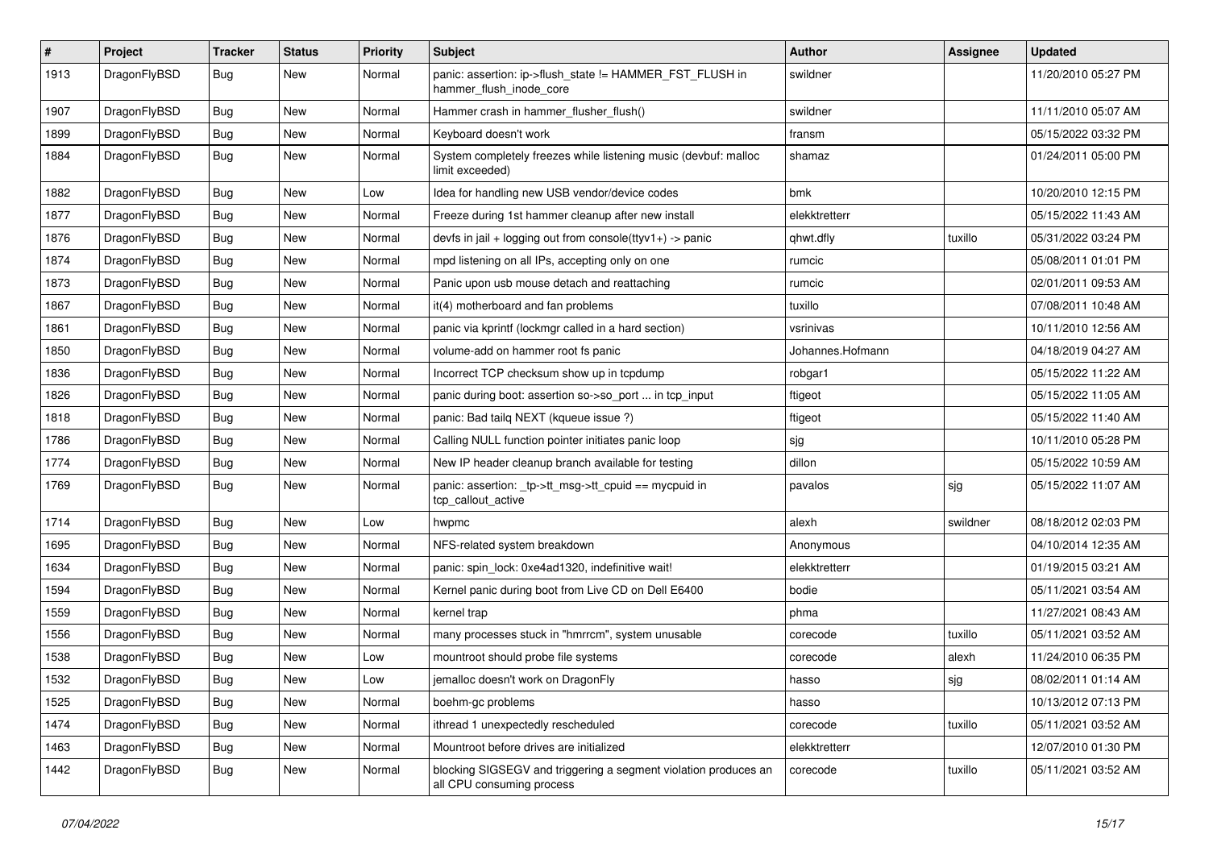| # | Project | Tracker | Status | Priority | Subject | Author | Assignee | Updated |
|---|---|---|---|---|---|---|---|---|
| 1913 | DragonFlyBSD | Bug | New | Normal | panic: assertion: ip->flush_state != HAMMER_FST_FLUSH in hammer_flush_inode_core | swildner | | 11/20/2010 05:27 PM |
| 1907 | DragonFlyBSD | Bug | New | Normal | Hammer crash in hammer_flusher_flush() | swildner | | 11/11/2010 05:07 AM |
| 1899 | DragonFlyBSD | Bug | New | Normal | Keyboard doesn't work | fransm | | 05/15/2022 03:32 PM |
| 1884 | DragonFlyBSD | Bug | New | Normal | System completely freezes while listening music (devbuf: malloc limit exceeded) | shamaz | | 01/24/2011 05:00 PM |
| 1882 | DragonFlyBSD | Bug | New | Low | Idea for handling new USB vendor/device codes | bmk | | 10/20/2010 12:15 PM |
| 1877 | DragonFlyBSD | Bug | New | Normal | Freeze during 1st hammer cleanup after new install | elekktretterr | | 05/15/2022 11:43 AM |
| 1876 | DragonFlyBSD | Bug | New | Normal | devfs in jail + logging out from console(ttyv1+) -> panic | qhwt.dfly | tuxillo | 05/31/2022 03:24 PM |
| 1874 | DragonFlyBSD | Bug | New | Normal | mpd listening on all IPs, accepting only on one | rumcic | | 05/08/2011 01:01 PM |
| 1873 | DragonFlyBSD | Bug | New | Normal | Panic upon usb mouse detach and reattaching | rumcic | | 02/01/2011 09:53 AM |
| 1867 | DragonFlyBSD | Bug | New | Normal | it(4) motherboard and fan problems | tuxillo | | 07/08/2011 10:48 AM |
| 1861 | DragonFlyBSD | Bug | New | Normal | panic via kprintf (lockmgr called in a hard section) | vsrinivas | | 10/11/2010 12:56 AM |
| 1850 | DragonFlyBSD | Bug | New | Normal | volume-add on hammer root fs panic | Johannes.Hofmann | | 04/18/2019 04:27 AM |
| 1836 | DragonFlyBSD | Bug | New | Normal | Incorrect TCP checksum show up in tcpdump | robgar1 | | 05/15/2022 11:22 AM |
| 1826 | DragonFlyBSD | Bug | New | Normal | panic during boot: assertion so->so_port ... in tcp_input | ftigeot | | 05/15/2022 11:05 AM |
| 1818 | DragonFlyBSD | Bug | New | Normal | panic: Bad tailq NEXT (kqueue issue ?) | ftigeot | | 05/15/2022 11:40 AM |
| 1786 | DragonFlyBSD | Bug | New | Normal | Calling NULL function pointer initiates panic loop | sjg | | 10/11/2010 05:28 PM |
| 1774 | DragonFlyBSD | Bug | New | Normal | New IP header cleanup branch available for testing | dillon | | 05/15/2022 10:59 AM |
| 1769 | DragonFlyBSD | Bug | New | Normal | panic: assertion: _tp->tt_msg->tt_cpuid == mycpuid in tcp_callout_active | pavalos | sjg | 05/15/2022 11:07 AM |
| 1714 | DragonFlyBSD | Bug | New | Low | hwpmc | alexh | swildner | 08/18/2012 02:03 PM |
| 1695 | DragonFlyBSD | Bug | New | Normal | NFS-related system breakdown | Anonymous | | 04/10/2014 12:35 AM |
| 1634 | DragonFlyBSD | Bug | New | Normal | panic: spin_lock: 0xe4ad1320, indefinitive wait! | elekktretterr | | 01/19/2015 03:21 AM |
| 1594 | DragonFlyBSD | Bug | New | Normal | Kernel panic during boot from Live CD on Dell E6400 | bodie | | 05/11/2021 03:54 AM |
| 1559 | DragonFlyBSD | Bug | New | Normal | kernel trap | phma | | 11/27/2021 08:43 AM |
| 1556 | DragonFlyBSD | Bug | New | Normal | many processes stuck in "hmrrcm", system unusable | corecode | tuxillo | 05/11/2021 03:52 AM |
| 1538 | DragonFlyBSD | Bug | New | Low | mountroot should probe file systems | corecode | alexh | 11/24/2010 06:35 PM |
| 1532 | DragonFlyBSD | Bug | New | Low | jemalloc doesn't work on DragonFly | hasso | sjg | 08/02/2011 01:14 AM |
| 1525 | DragonFlyBSD | Bug | New | Normal | boehm-gc problems | hasso | | 10/13/2012 07:13 PM |
| 1474 | DragonFlyBSD | Bug | New | Normal | ithread 1 unexpectedly rescheduled | corecode | tuxillo | 05/11/2021 03:52 AM |
| 1463 | DragonFlyBSD | Bug | New | Normal | Mountroot before drives are initialized | elekktretterr | | 12/07/2010 01:30 PM |
| 1442 | DragonFlyBSD | Bug | New | Normal | blocking SIGSEGV and triggering a segment violation produces an all CPU consuming process | corecode | tuxillo | 05/11/2021 03:52 AM |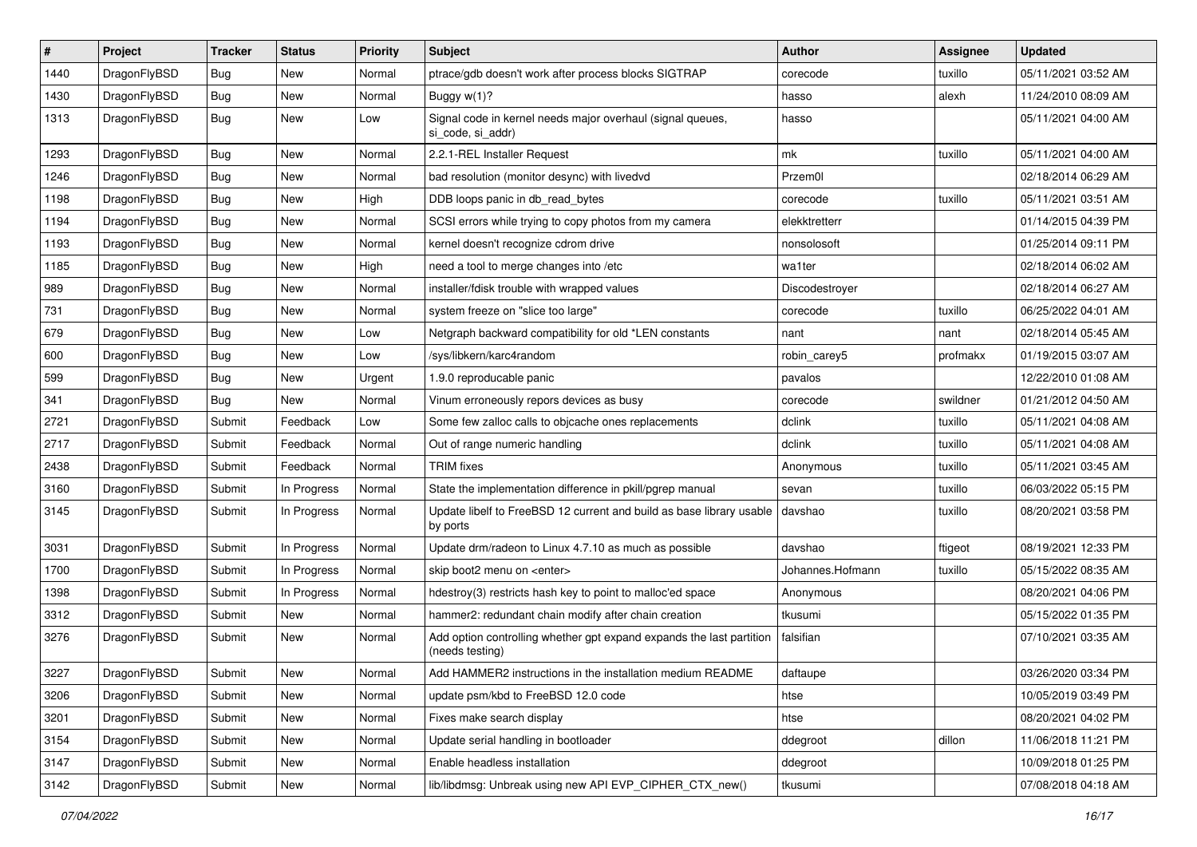| # | Project | Tracker | Status | Priority | Subject | Author | Assignee | Updated |
|---|---|---|---|---|---|---|---|---|
| 1440 | DragonFlyBSD | Bug | New | Normal | ptrace/gdb doesn't work after process blocks SIGTRAP | corecode | tuxillo | 05/11/2021 03:52 AM |
| 1430 | DragonFlyBSD | Bug | New | Normal | Buggy w(1)? | hasso | alexh | 11/24/2010 08:09 AM |
| 1313 | DragonFlyBSD | Bug | New | Low | Signal code in kernel needs major overhaul (signal queues, si_code, si_addr) | hasso | | 05/11/2021 04:00 AM |
| 1293 | DragonFlyBSD | Bug | New | Normal | 2.2.1-REL Installer Request | mk | tuxillo | 05/11/2021 04:00 AM |
| 1246 | DragonFlyBSD | Bug | New | Normal | bad resolution (monitor desync) with livedvd | Przem0l | | 02/18/2014 06:29 AM |
| 1198 | DragonFlyBSD | Bug | New | High | DDB loops panic in db_read_bytes | corecode | tuxillo | 05/11/2021 03:51 AM |
| 1194 | DragonFlyBSD | Bug | New | Normal | SCSI errors while trying to copy photos from my camera | elekktretterr | | 01/14/2015 04:39 PM |
| 1193 | DragonFlyBSD | Bug | New | Normal | kernel doesn't recognize cdrom drive | nonsolosoft | | 01/25/2014 09:11 PM |
| 1185 | DragonFlyBSD | Bug | New | High | need a tool to merge changes into /etc | wa1ter | | 02/18/2014 06:02 AM |
| 989 | DragonFlyBSD | Bug | New | Normal | installer/fdisk trouble with wrapped values | Discodestroyer | | 02/18/2014 06:27 AM |
| 731 | DragonFlyBSD | Bug | New | Normal | system freeze on "slice too large" | corecode | tuxillo | 06/25/2022 04:01 AM |
| 679 | DragonFlyBSD | Bug | New | Low | Netgraph backward compatibility for old *LEN constants | nant | nant | 02/18/2014 05:45 AM |
| 600 | DragonFlyBSD | Bug | New | Low | /sys/libkern/karc4random | robin_carey5 | profmakx | 01/19/2015 03:07 AM |
| 599 | DragonFlyBSD | Bug | New | Urgent | 1.9.0 reproducable panic | pavalos | | 12/22/2010 01:08 AM |
| 341 | DragonFlyBSD | Bug | New | Normal | Vinum erroneously repors devices as busy | corecode | swildner | 01/21/2012 04:50 AM |
| 2721 | DragonFlyBSD | Submit | Feedback | Low | Some few zalloc calls to objcache ones replacements | dclink | tuxillo | 05/11/2021 04:08 AM |
| 2717 | DragonFlyBSD | Submit | Feedback | Normal | Out of range numeric handling | dclink | tuxillo | 05/11/2021 04:08 AM |
| 2438 | DragonFlyBSD | Submit | Feedback | Normal | TRIM fixes | Anonymous | tuxillo | 05/11/2021 03:45 AM |
| 3160 | DragonFlyBSD | Submit | In Progress | Normal | State the implementation difference in pkill/pgrep manual | sevan | tuxillo | 06/03/2022 05:15 PM |
| 3145 | DragonFlyBSD | Submit | In Progress | Normal | Update libelf to FreeBSD 12 current and build as base library usable by ports | davshao | tuxillo | 08/20/2021 03:58 PM |
| 3031 | DragonFlyBSD | Submit | In Progress | Normal | Update drm/radeon to Linux 4.7.10 as much as possible | davshao | ftigeot | 08/19/2021 12:33 PM |
| 1700 | DragonFlyBSD | Submit | In Progress | Normal | skip boot2 menu on <enter> | Johannes.Hofmann | tuxillo | 05/15/2022 08:35 AM |
| 1398 | DragonFlyBSD | Submit | In Progress | Normal | hdestroy(3) restricts hash key to point to malloc'ed space | Anonymous | | 08/20/2021 04:06 PM |
| 3312 | DragonFlyBSD | Submit | New | Normal | hammer2: redundant chain modify after chain creation | tkusumi | | 05/15/2022 01:35 PM |
| 3276 | DragonFlyBSD | Submit | New | Normal | Add option controlling whether gpt expand expands the last partition (needs testing) | falsifian | | 07/10/2021 03:35 AM |
| 3227 | DragonFlyBSD | Submit | New | Normal | Add HAMMER2 instructions in the installation medium README | daftaupe | | 03/26/2020 03:34 PM |
| 3206 | DragonFlyBSD | Submit | New | Normal | update psm/kbd to FreeBSD 12.0 code | htse | | 10/05/2019 03:49 PM |
| 3201 | DragonFlyBSD | Submit | New | Normal | Fixes make search display | htse | | 08/20/2021 04:02 PM |
| 3154 | DragonFlyBSD | Submit | New | Normal | Update serial handling in bootloader | ddegroot | dillon | 11/06/2018 11:21 PM |
| 3147 | DragonFlyBSD | Submit | New | Normal | Enable headless installation | ddegroot | | 10/09/2018 01:25 PM |
| 3142 | DragonFlyBSD | Submit | New | Normal | lib/libdmsg: Unbreak using new API EVP_CIPHER_CTX_new() | tkusumi | | 07/08/2018 04:18 AM |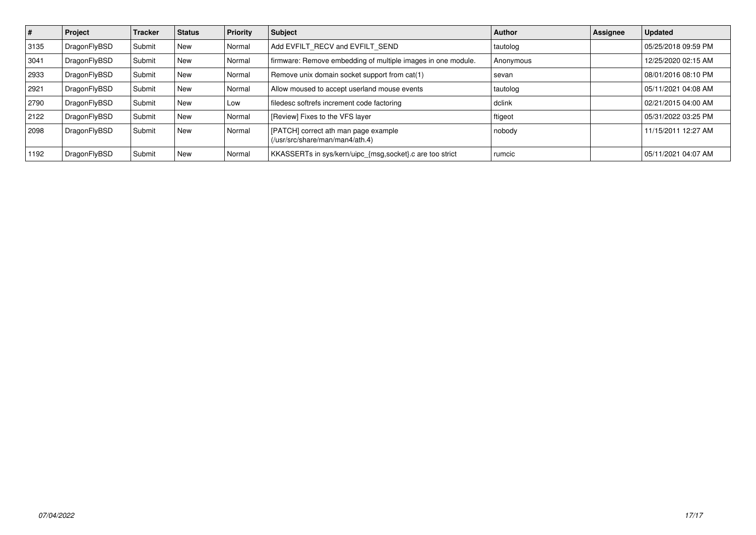| # | Project | Tracker | Status | Priority | Subject | Author | Assignee | Updated |
|---|---|---|---|---|---|---|---|---|
| 3135 | DragonFlyBSD | Submit | New | Normal | Add EVFILT_RECV and EVFILT_SEND | tautolog | | 05/25/2018 09:59 PM |
| 3041 | DragonFlyBSD | Submit | New | Normal | firmware: Remove embedding of multiple images in one module. | Anonymous | | 12/25/2020 02:15 AM |
| 2933 | DragonFlyBSD | Submit | New | Normal | Remove unix domain socket support from cat(1) | sevan | | 08/01/2016 08:10 PM |
| 2921 | DragonFlyBSD | Submit | New | Normal | Allow moused to accept userland mouse events | tautolog | | 05/11/2021 04:08 AM |
| 2790 | DragonFlyBSD | Submit | New | Low | filedesc softrefs increment code factoring | dclink | | 02/21/2015 04:00 AM |
| 2122 | DragonFlyBSD | Submit | New | Normal | [Review] Fixes to the VFS layer | ftigeot | | 05/31/2022 03:25 PM |
| 2098 | DragonFlyBSD | Submit | New | Normal | [PATCH] correct ath man page example (/usr/src/share/man/man4/ath.4) | nobody | | 11/15/2011 12:27 AM |
| 1192 | DragonFlyBSD | Submit | New | Normal | KKASSERTs in sys/kern/uipc_{msg,socket}.c are too strict | rumcic | | 05/11/2021 04:07 AM |